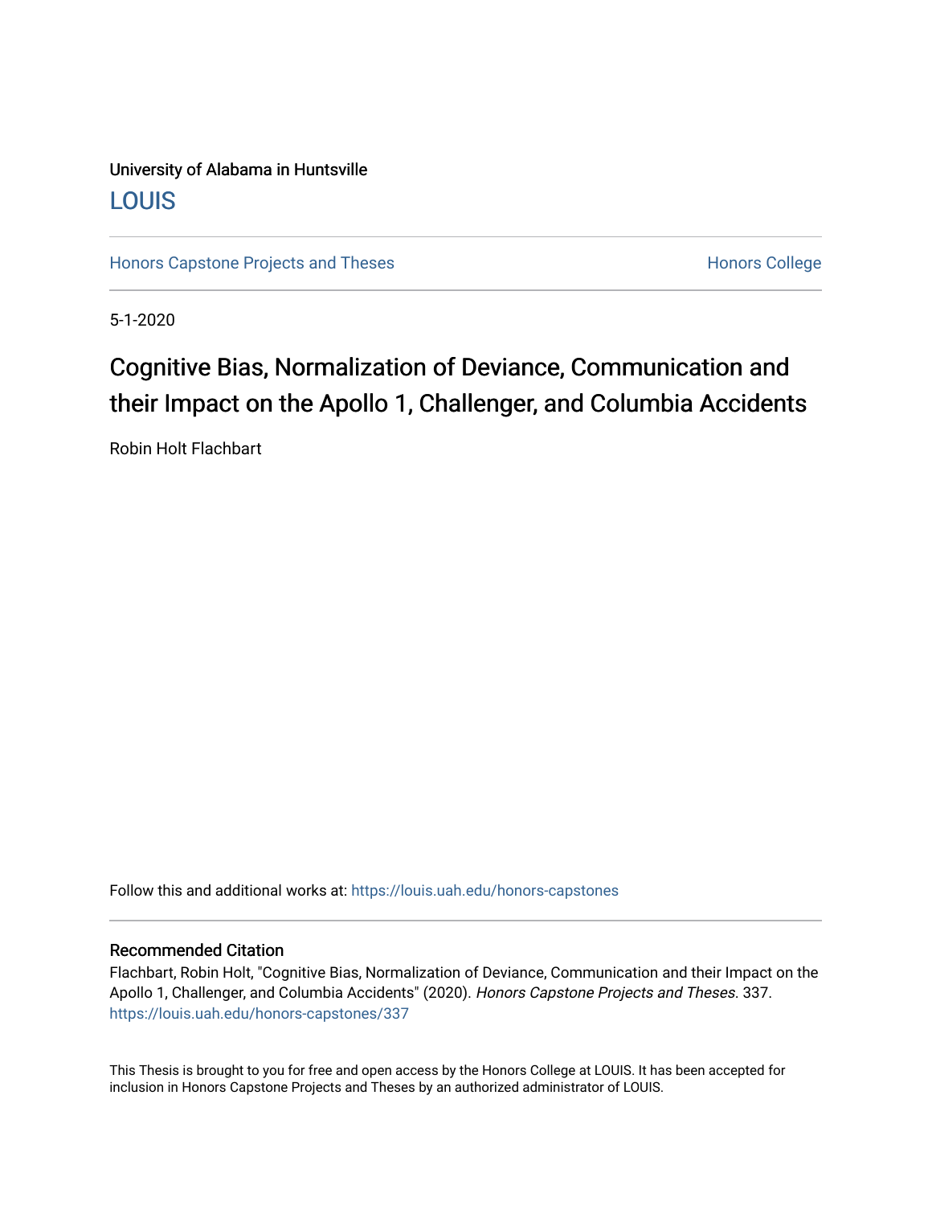University of Alabama in Huntsville

LOUIS

Honors Capstone Projects and Theses

Honors College

5-1-2020

# Cognitive Bias, Normalization of Deviance, Communication and their Impact on the Apollo 1, Challenger, and Columbia Accidents

Robin Holt Flachbart

Follow this and additional works at: https://louis.uah.edu/honors-capstones

## Recommended Citation

Flachbart, Robin Holt, "Cognitive Bias, Normalization of Deviance, Communication and their Impact on the Apollo 1, Challenger, and Columbia Accidents" (2020). *Honors Capstone Projects and Theses*. 337.
https://louis.uah.edu/honors-capstones/337

This Thesis is brought to you for free and open access by the Honors College at LOUIS. It has been accepted for inclusion in Honors Capstone Projects and Theses by an authorized administrator of LOUIS.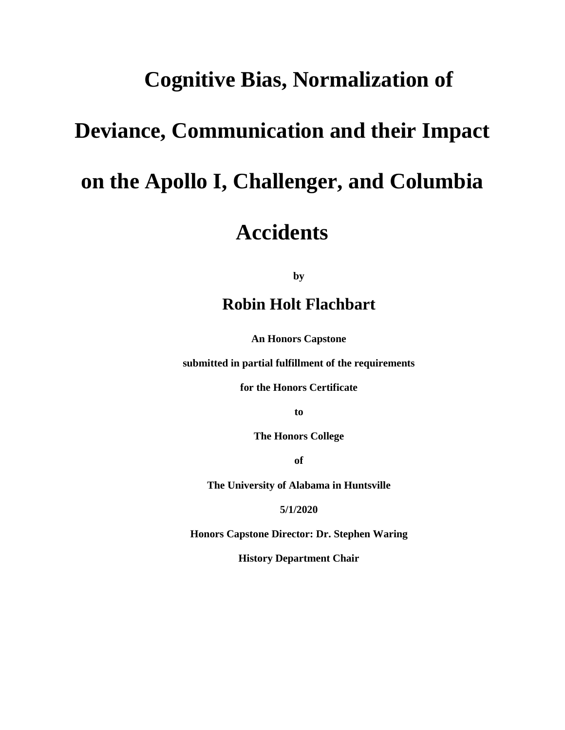# Cognitive Bias, Normalization of Deviance, Communication and their Impact on the Apollo I, Challenger, and Columbia Accidents

**by**

## Robin Holt Flachbart

**An Honors Capstone**

**submitted in partial fulfillment of the requirements**

**for the Honors Certificate**

**to**

**The Honors College**

**of**

**The University of Alabama in Huntsville**

**5/1/2020**

**Honors Capstone Director: Dr. Stephen Waring**

**History Department Chair**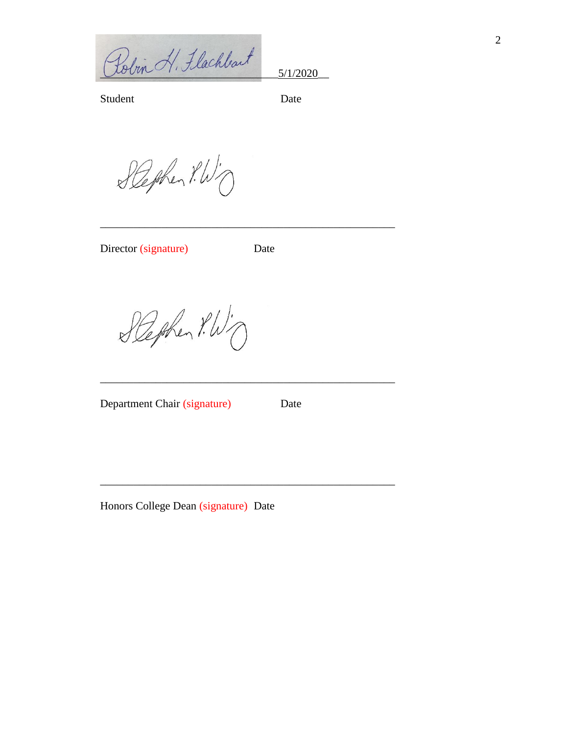_______________________________ 5/1/2020__

Student Date

_______________________________________________

Director (signature) Date

_______________________________________________

Department Chair (signature) Date

_______________________________________________

Honors College Dean (signature) Date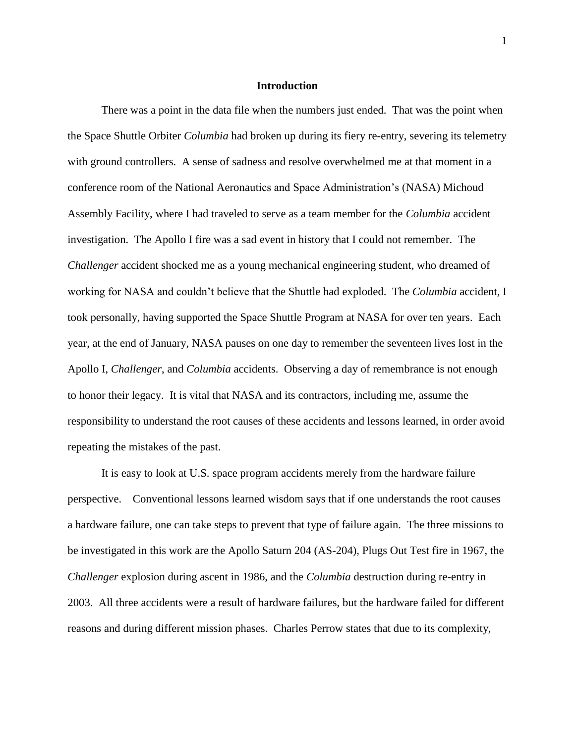# Introduction

There was a point in the data file when the numbers just ended. That was the point when the Space Shuttle Orbiter *Columbia* had broken up during its fiery re-entry, severing its telemetry with ground controllers. A sense of sadness and resolve overwhelmed me at that moment in a conference room of the National Aeronautics and Space Administration's (NASA) Michoud Assembly Facility, where I had traveled to serve as a team member for the *Columbia* accident investigation. The Apollo I fire was a sad event in history that I could not remember. The *Challenger* accident shocked me as a young mechanical engineering student, who dreamed of working for NASA and couldn't believe that the Shuttle had exploded. The *Columbia* accident, I took personally, having supported the Space Shuttle Program at NASA for over ten years. Each year, at the end of January, NASA pauses on one day to remember the seventeen lives lost in the Apollo I, *Challenger*, and *Columbia* accidents. Observing a day of remembrance is not enough to honor their legacy. It is vital that NASA and its contractors, including me, assume the responsibility to understand the root causes of these accidents and lessons learned, in order avoid repeating the mistakes of the past.

It is easy to look at U.S. space program accidents merely from the hardware failure perspective. Conventional lessons learned wisdom says that if one understands the root causes a hardware failure, one can take steps to prevent that type of failure again. The three missions to be investigated in this work are the Apollo Saturn 204 (AS-204), Plugs Out Test fire in 1967, the *Challenger* explosion during ascent in 1986, and the *Columbia* destruction during re-entry in 2003. All three accidents were a result of hardware failures, but the hardware failed for different reasons and during different mission phases. Charles Perrow states that due to its complexity,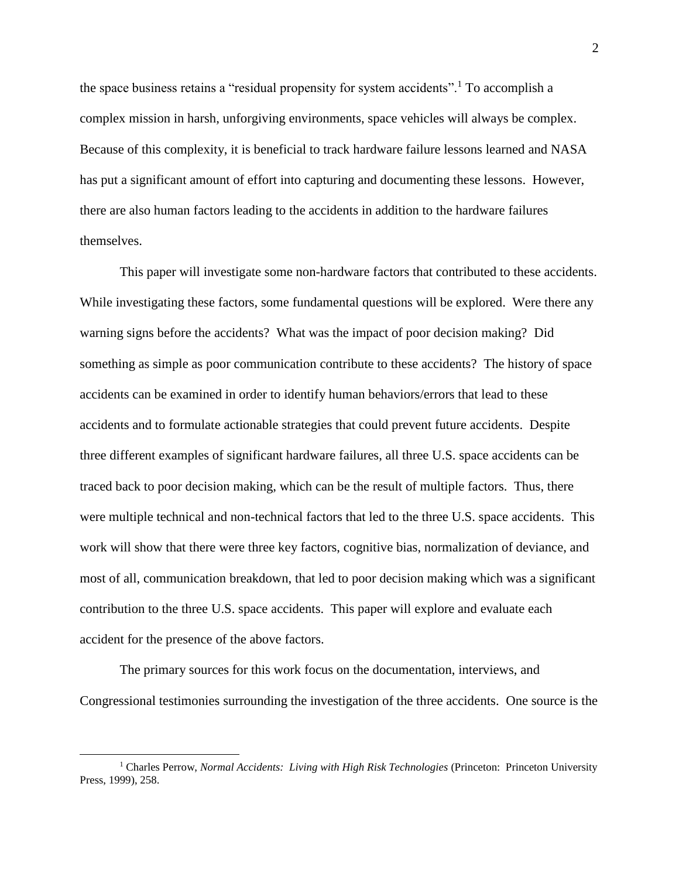the space business retains a "residual propensity for system accidents".[1] To accomplish a complex mission in harsh, unforgiving environments, space vehicles will always be complex. Because of this complexity, it is beneficial to track hardware failure lessons learned and NASA has put a significant amount of effort into capturing and documenting these lessons. However, there are also human factors leading to the accidents in addition to the hardware failures themselves.

This paper will investigate some non-hardware factors that contributed to these accidents. While investigating these factors, some fundamental questions will be explored. Were there any warning signs before the accidents? What was the impact of poor decision making? Did something as simple as poor communication contribute to these accidents? The history of space accidents can be examined in order to identify human behaviors/errors that lead to these accidents and to formulate actionable strategies that could prevent future accidents. Despite three different examples of significant hardware failures, all three U.S. space accidents can be traced back to poor decision making, which can be the result of multiple factors. Thus, there were multiple technical and non-technical factors that led to the three U.S. space accidents. This work will show that there were three key factors, cognitive bias, normalization of deviance, and most of all, communication breakdown, that led to poor decision making which was a significant contribution to the three U.S. space accidents. This paper will explore and evaluate each accident for the presence of the above factors.

The primary sources for this work focus on the documentation, interviews, and Congressional testimonies surrounding the investigation of the three accidents. One source is the

[1] Charles Perrow, *Normal Accidents: Living with High Risk Technologies* (Princeton: Princeton University Press, 1999), 258.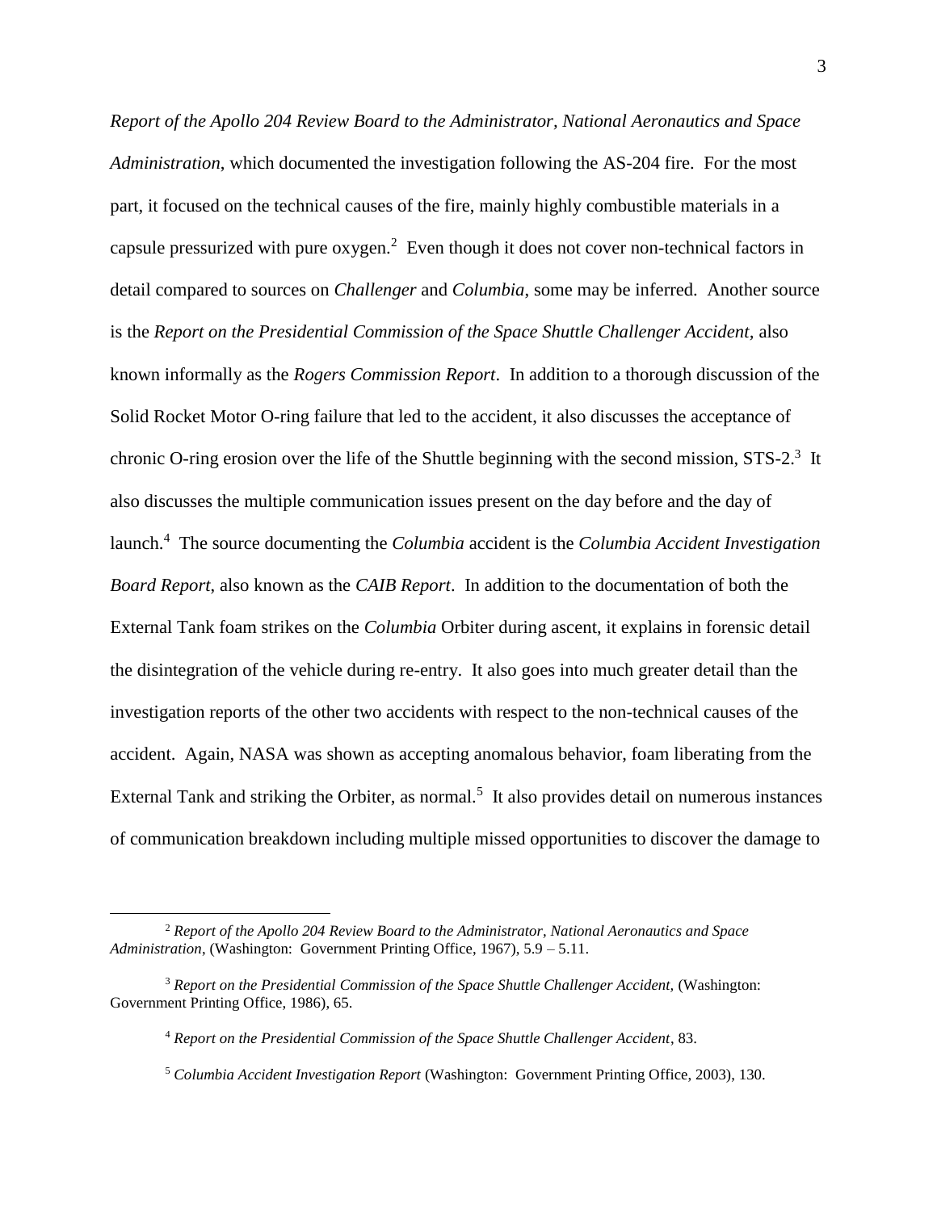*Report of the Apollo 204 Review Board to the Administrator, National Aeronautics and Space Administration,* which documented the investigation following the AS-204 fire. For the most part, it focused on the technical causes of the fire, mainly highly combustible materials in a capsule pressurized with pure oxygen.[2] Even though it does not cover non-technical factors in detail compared to sources on *Challenger* and *Columbia*, some may be inferred. Another source is the *Report on the Presidential Commission of the Space Shuttle Challenger Accident*, also known informally as the *Rogers Commission Report*. In addition to a thorough discussion of the Solid Rocket Motor O-ring failure that led to the accident, it also discusses the acceptance of chronic O-ring erosion over the life of the Shuttle beginning with the second mission, STS-2.[3] It also discusses the multiple communication issues present on the day before and the day of launch.[4] The source documenting the *Columbia* accident is the *Columbia Accident Investigation Board Report*, also known as the *CAIB Report*. In addition to the documentation of both the External Tank foam strikes on the *Columbia* Orbiter during ascent, it explains in forensic detail the disintegration of the vehicle during re-entry. It also goes into much greater detail than the investigation reports of the other two accidents with respect to the non-technical causes of the accident. Again, NASA was shown as accepting anomalous behavior, foam liberating from the External Tank and striking the Orbiter, as normal.[5] It also provides detail on numerous instances of communication breakdown including multiple missed opportunities to discover the damage to

---

[2] *Report of the Apollo 204 Review Board to the Administrator, National Aeronautics and Space Administration*, (Washington: Government Printing Office, 1967), 5.9 – 5.11.

[3] *Report on the Presidential Commission of the Space Shuttle Challenger Accident,* (Washington: Government Printing Office, 1986), 65.

[4] *Report on the Presidential Commission of the Space Shuttle Challenger Accident*, 83.

[5] *Columbia Accident Investigation Report* (Washington: Government Printing Office, 2003), 130.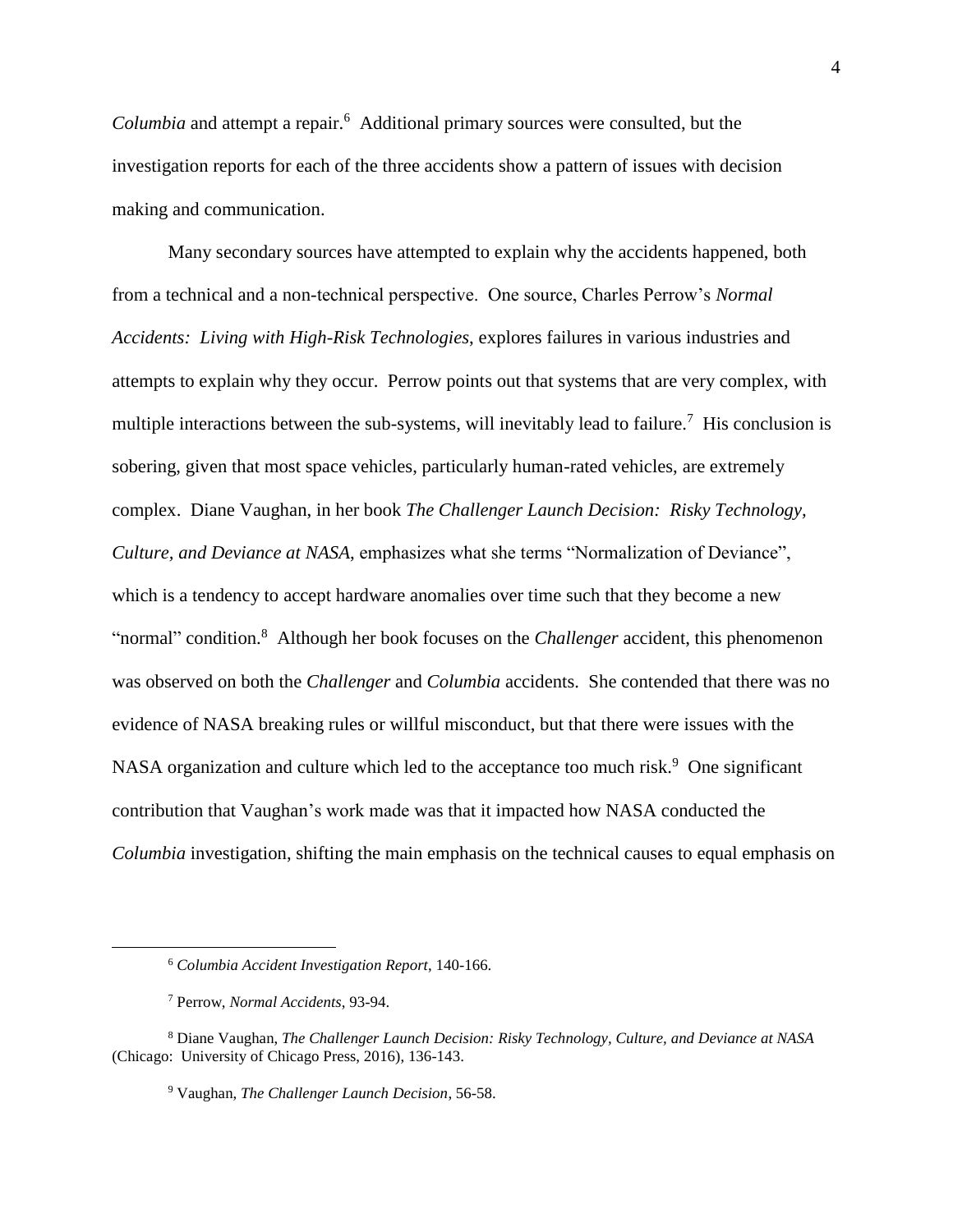*Columbia* and attempt a repair.[6] Additional primary sources were consulted, but the investigation reports for each of the three accidents show a pattern of issues with decision making and communication.

Many secondary sources have attempted to explain why the accidents happened, both from a technical and a non-technical perspective. One source, Charles Perrow's *Normal Accidents: Living with High-Risk Technologies*, explores failures in various industries and attempts to explain why they occur. Perrow points out that systems that are very complex, with multiple interactions between the sub-systems, will inevitably lead to failure.[7] His conclusion is sobering, given that most space vehicles, particularly human-rated vehicles, are extremely complex. Diane Vaughan, in her book *The Challenger Launch Decision: Risky Technology, Culture, and Deviance at NASA*, emphasizes what she terms "Normalization of Deviance", which is a tendency to accept hardware anomalies over time such that they become a new "normal" condition.[8] Although her book focuses on the *Challenger* accident, this phenomenon was observed on both the *Challenger* and *Columbia* accidents. She contended that there was no evidence of NASA breaking rules or willful misconduct, but that there were issues with the NASA organization and culture which led to the acceptance too much risk.[9] One significant contribution that Vaughan's work made was that it impacted how NASA conducted the *Columbia* investigation, shifting the main emphasis on the technical causes to equal emphasis on

---

[6] *Columbia Accident Investigation Report*, 140-166.

[7] Perrow, *Normal Accidents*, 93-94.

[8] Diane Vaughan, *The Challenger Launch Decision: Risky Technology, Culture, and Deviance at NASA* (Chicago: University of Chicago Press, 2016), 136-143.

[9] Vaughan, *The Challenger Launch Decision*, 56-58.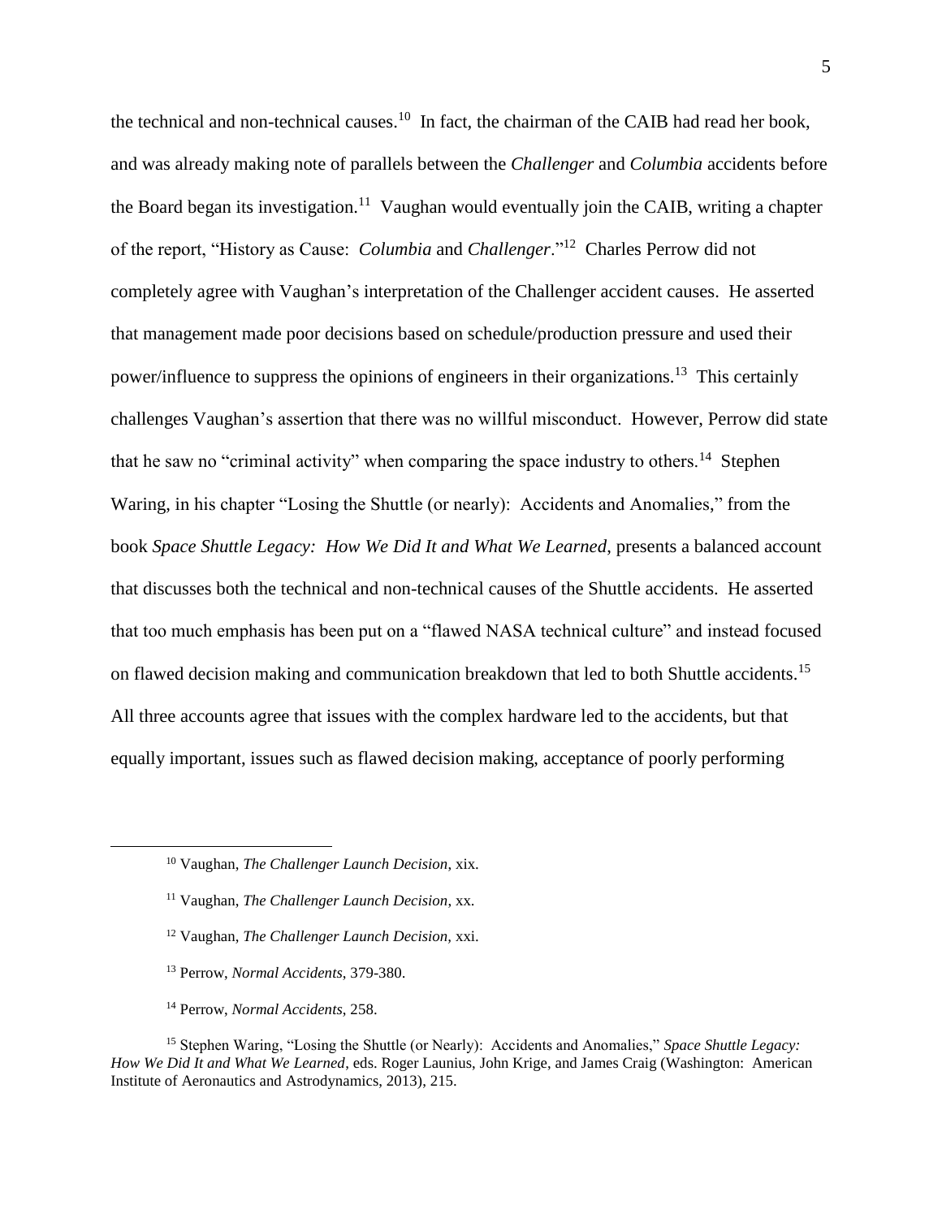the technical and non-technical causes.[10] In fact, the chairman of the CAIB had read her book, and was already making note of parallels between the *Challenger* and *Columbia* accidents before the Board began its investigation.[11] Vaughan would eventually join the CAIB, writing a chapter of the report, "History as Cause: *Columbia* and *Challenger*."[12] Charles Perrow did not completely agree with Vaughan's interpretation of the Challenger accident causes. He asserted that management made poor decisions based on schedule/production pressure and used their power/influence to suppress the opinions of engineers in their organizations.[13] This certainly challenges Vaughan's assertion that there was no willful misconduct. However, Perrow did state that he saw no "criminal activity" when comparing the space industry to others.[14] Stephen Waring, in his chapter "Losing the Shuttle (or nearly): Accidents and Anomalies," from the book *Space Shuttle Legacy: How We Did It and What We Learned*, presents a balanced account that discusses both the technical and non-technical causes of the Shuttle accidents. He asserted that too much emphasis has been put on a "flawed NASA technical culture" and instead focused on flawed decision making and communication breakdown that led to both Shuttle accidents.[15] All three accounts agree that issues with the complex hardware led to the accidents, but that equally important, issues such as flawed decision making, acceptance of poorly performing

---

[10] Vaughan, *The Challenger Launch Decision*, xix.

[11] Vaughan, *The Challenger Launch Decision*, xx.

[12] Vaughan, *The Challenger Launch Decision,* xxi.

[13] Perrow, *Normal Accidents*, 379-380.

[14] Perrow, *Normal Accidents*, 258.

[15] Stephen Waring, "Losing the Shuttle (or Nearly): Accidents and Anomalies," *Space Shuttle Legacy: How We Did It and What We Learned*, eds. Roger Launius, John Krige, and James Craig (Washington: American Institute of Aeronautics and Astrodynamics, 2013), 215.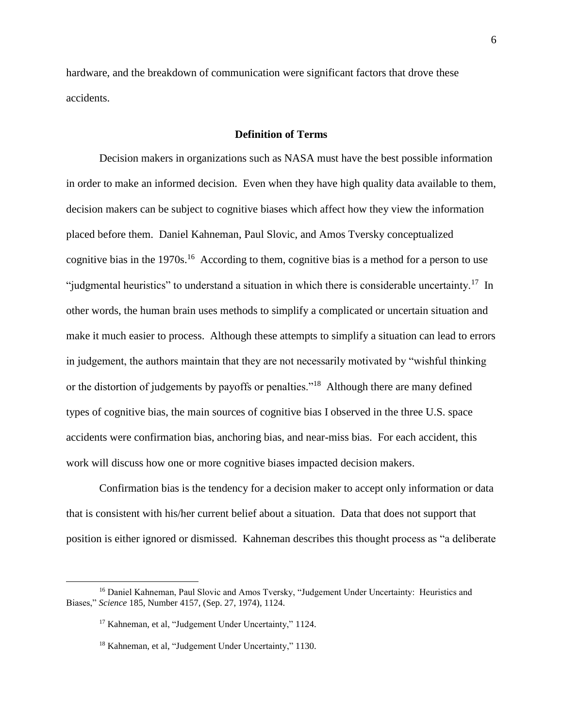hardware, and the breakdown of communication were significant factors that drove these accidents.

## Definition of Terms

Decision makers in organizations such as NASA must have the best possible information in order to make an informed decision. Even when they have high quality data available to them, decision makers can be subject to cognitive biases which affect how they view the information placed before them. Daniel Kahneman, Paul Slovic, and Amos Tversky conceptualized cognitive bias in the 1970s.[16] According to them, cognitive bias is a method for a person to use "judgmental heuristics" to understand a situation in which there is considerable uncertainty.[17] In other words, the human brain uses methods to simplify a complicated or uncertain situation and make it much easier to process. Although these attempts to simplify a situation can lead to errors in judgement, the authors maintain that they are not necessarily motivated by "wishful thinking or the distortion of judgements by payoffs or penalties."[18] Although there are many defined types of cognitive bias, the main sources of cognitive bias I observed in the three U.S. space accidents were confirmation bias, anchoring bias, and near-miss bias. For each accident, this work will discuss how one or more cognitive biases impacted decision makers.

Confirmation bias is the tendency for a decision maker to accept only information or data that is consistent with his/her current belief about a situation. Data that does not support that position is either ignored or dismissed. Kahneman describes this thought process as "a deliberate

---

[16] Daniel Kahneman, Paul Slovic and Amos Tversky, "Judgement Under Uncertainty: Heuristics and Biases," *Science* 185, Number 4157, (Sep. 27, 1974), 1124.

[17] Kahneman, et al, "Judgement Under Uncertainty," 1124.

[18] Kahneman, et al, "Judgement Under Uncertainty," 1130.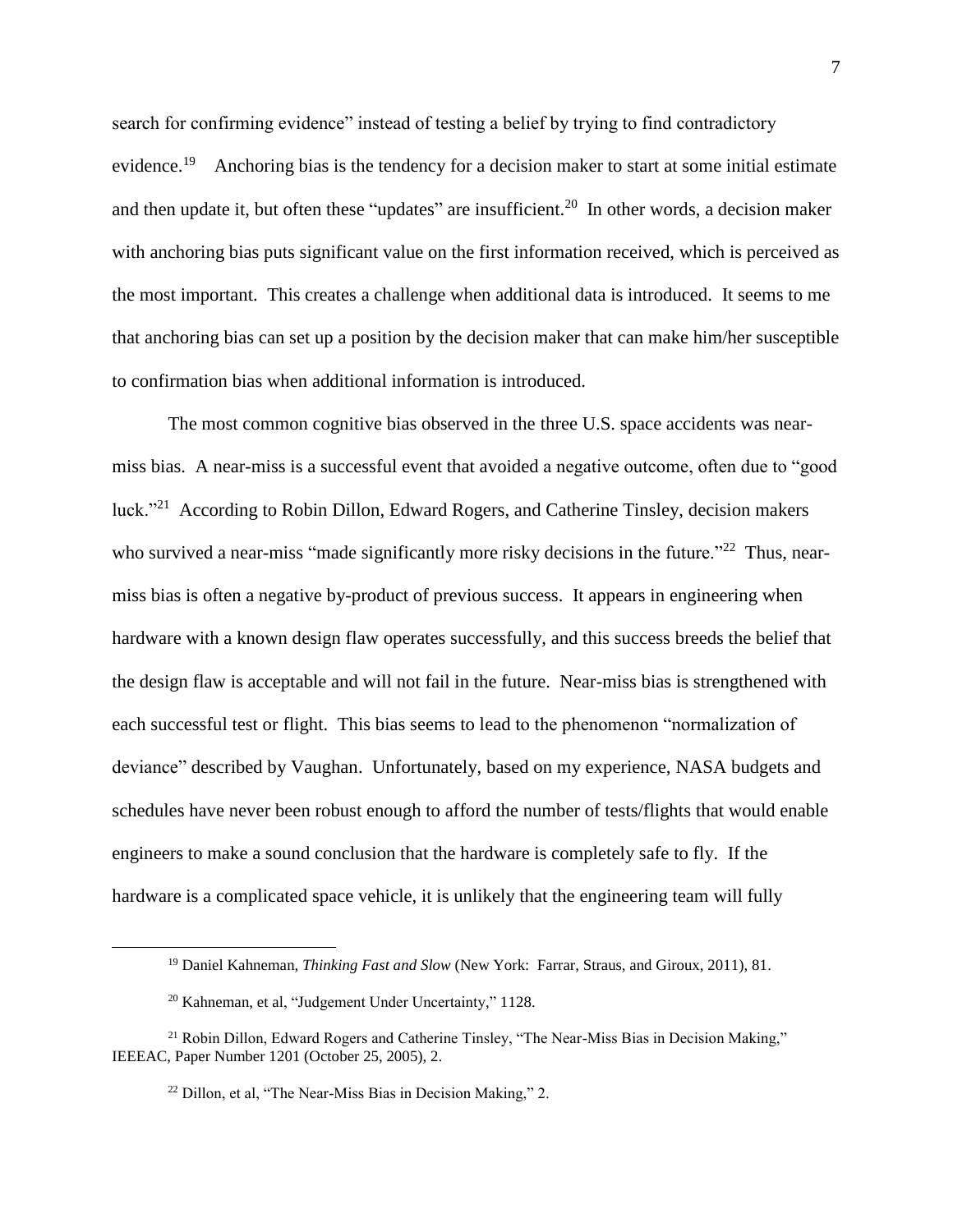search for confirming evidence" instead of testing a belief by trying to find contradictory evidence.[19] Anchoring bias is the tendency for a decision maker to start at some initial estimate and then update it, but often these "updates" are insufficient.[20] In other words, a decision maker with anchoring bias puts significant value on the first information received, which is perceived as the most important. This creates a challenge when additional data is introduced. It seems to me that anchoring bias can set up a position by the decision maker that can make him/her susceptible to confirmation bias when additional information is introduced.

The most common cognitive bias observed in the three U.S. space accidents was near-miss bias. A near-miss is a successful event that avoided a negative outcome, often due to "good luck."[21] According to Robin Dillon, Edward Rogers, and Catherine Tinsley, decision makers who survived a near-miss "made significantly more risky decisions in the future."[22] Thus, near-miss bias is often a negative by-product of previous success. It appears in engineering when hardware with a known design flaw operates successfully, and this success breeds the belief that the design flaw is acceptable and will not fail in the future. Near-miss bias is strengthened with each successful test or flight. This bias seems to lead to the phenomenon "normalization of deviance" described by Vaughan. Unfortunately, based on my experience, NASA budgets and schedules have never been robust enough to afford the number of tests/flights that would enable engineers to make a sound conclusion that the hardware is completely safe to fly. If the hardware is a complicated space vehicle, it is unlikely that the engineering team will fully

---

[19] Daniel Kahneman, *Thinking Fast and Slow* (New York: Farrar, Straus, and Giroux, 2011), 81.

[20] Kahneman, et al, "Judgement Under Uncertainty," 1128.

[21] Robin Dillon, Edward Rogers and Catherine Tinsley, "The Near-Miss Bias in Decision Making," IEEEAC, Paper Number 1201 (October 25, 2005), 2.

[22] Dillon, et al, "The Near-Miss Bias in Decision Making," 2.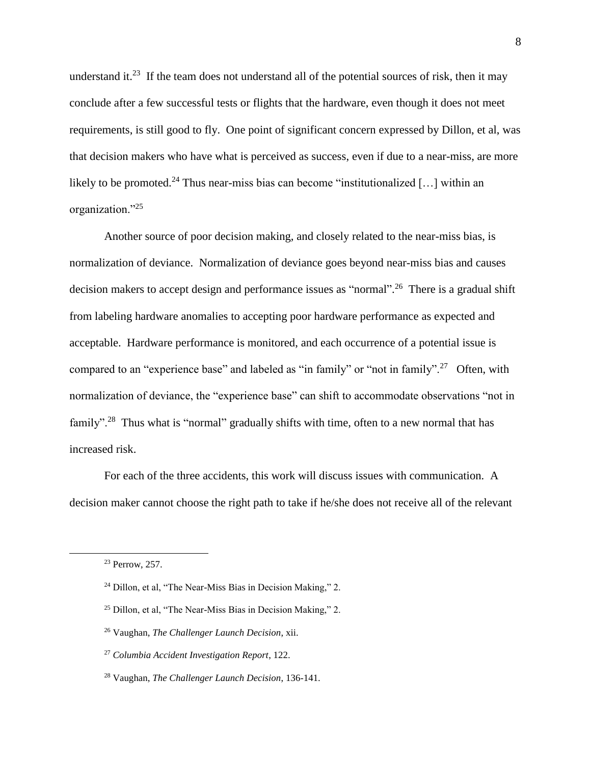understand it.[23] If the team does not understand all of the potential sources of risk, then it may conclude after a few successful tests or flights that the hardware, even though it does not meet requirements, is still good to fly. One point of significant concern expressed by Dillon, et al, was that decision makers who have what is perceived as success, even if due to a near-miss, are more likely to be promoted.[24] Thus near-miss bias can become "institutionalized […] within an organization."[25]

Another source of poor decision making, and closely related to the near-miss bias, is normalization of deviance. Normalization of deviance goes beyond near-miss bias and causes decision makers to accept design and performance issues as "normal".[26] There is a gradual shift from labeling hardware anomalies to accepting poor hardware performance as expected and acceptable. Hardware performance is monitored, and each occurrence of a potential issue is compared to an "experience base" and labeled as "in family" or "not in family".[27] Often, with normalization of deviance, the "experience base" can shift to accommodate observations "not in family".[28] Thus what is "normal" gradually shifts with time, often to a new normal that has increased risk.

For each of the three accidents, this work will discuss issues with communication. A decision maker cannot choose the right path to take if he/she does not receive all of the relevant

---

[23] Perrow, 257.

[24] Dillon, et al, "The Near-Miss Bias in Decision Making," 2.

[25] Dillon, et al, "The Near-Miss Bias in Decision Making," 2.

[26] Vaughan, *The Challenger Launch Decision*, xii.

[27] *Columbia Accident Investigation Report*, 122.

[28] Vaughan, *The Challenger Launch Decision*, 136-141.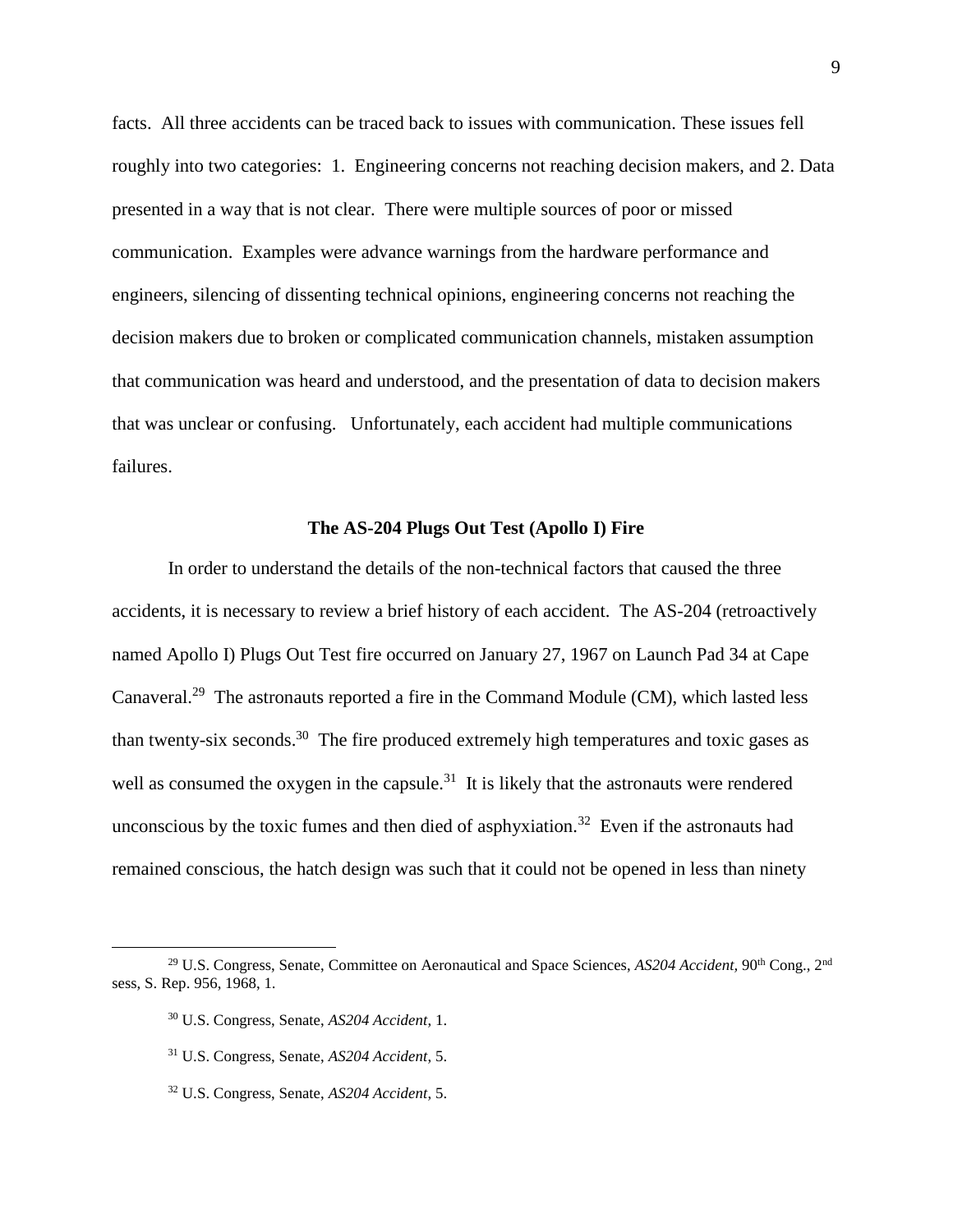facts. All three accidents can be traced back to issues with communication. These issues fell roughly into two categories: 1. Engineering concerns not reaching decision makers, and 2. Data presented in a way that is not clear. There were multiple sources of poor or missed communication. Examples were advance warnings from the hardware performance and engineers, silencing of dissenting technical opinions, engineering concerns not reaching the decision makers due to broken or complicated communication channels, mistaken assumption that communication was heard and understood, and the presentation of data to decision makers that was unclear or confusing. Unfortunately, each accident had multiple communications failures.

## The AS-204 Plugs Out Test (Apollo I) Fire

In order to understand the details of the non-technical factors that caused the three accidents, it is necessary to review a brief history of each accident. The AS-204 (retroactively named Apollo I) Plugs Out Test fire occurred on January 27, 1967 on Launch Pad 34 at Cape Canaveral.[29] The astronauts reported a fire in the Command Module (CM), which lasted less than twenty-six seconds.[30] The fire produced extremely high temperatures and toxic gases as well as consumed the oxygen in the capsule.[31] It is likely that the astronauts were rendered unconscious by the toxic fumes and then died of asphyxiation.[32] Even if the astronauts had remained conscious, the hatch design was such that it could not be opened in less than ninety

---

[29] U.S. Congress, Senate, Committee on Aeronautical and Space Sciences, *AS204 Accident,* 90th Cong., 2nd sess, S. Rep. 956, 1968, 1.

[30] U.S. Congress, Senate, *AS204 Accident*, 1.

[31] U.S. Congress, Senate, *AS204 Accident*, 5.

[32] U.S. Congress, Senate, *AS204 Accident,* 5.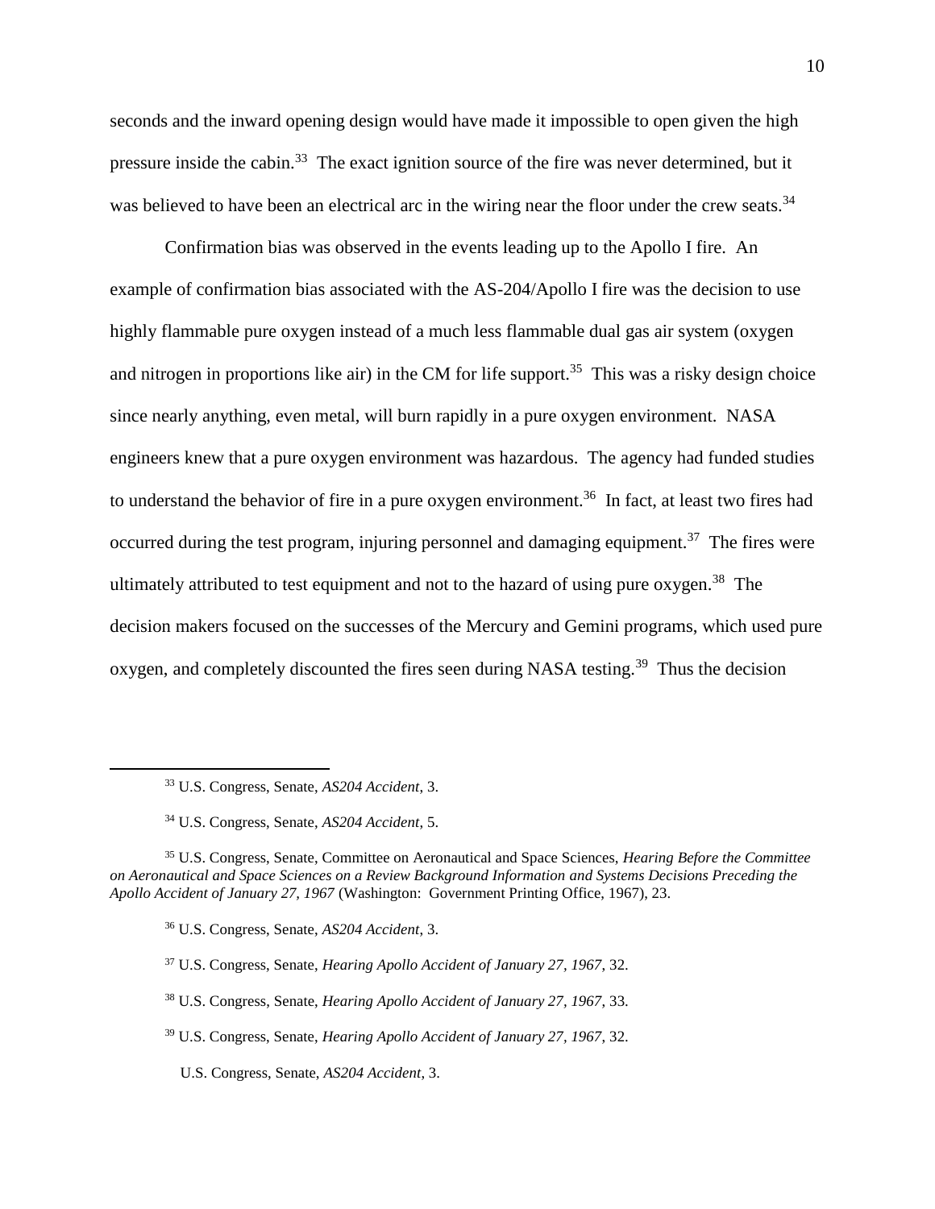seconds and the inward opening design would have made it impossible to open given the high pressure inside the cabin.[33] The exact ignition source of the fire was never determined, but it was believed to have been an electrical arc in the wiring near the floor under the crew seats.[34]

Confirmation bias was observed in the events leading up to the Apollo I fire. An example of confirmation bias associated with the AS-204/Apollo I fire was the decision to use highly flammable pure oxygen instead of a much less flammable dual gas air system (oxygen and nitrogen in proportions like air) in the CM for life support.[35] This was a risky design choice since nearly anything, even metal, will burn rapidly in a pure oxygen environment. NASA engineers knew that a pure oxygen environment was hazardous. The agency had funded studies to understand the behavior of fire in a pure oxygen environment.[36] In fact, at least two fires had occurred during the test program, injuring personnel and damaging equipment.[37] The fires were ultimately attributed to test equipment and not to the hazard of using pure oxygen.[38] The decision makers focused on the successes of the Mercury and Gemini programs, which used pure oxygen, and completely discounted the fires seen during NASA testing.[39] Thus the decision

---

[33] U.S. Congress, Senate, *AS204 Accident*, 3.

[34] U.S. Congress, Senate, *AS204 Accident*, 5.

[35] U.S. Congress, Senate, Committee on Aeronautical and Space Sciences, *Hearing Before the Committee on Aeronautical and Space Sciences on a Review Background Information and Systems Decisions Preceding the Apollo Accident of January 27, 1967* (Washington: Government Printing Office, 1967), 23.

[36] U.S. Congress, Senate, *AS204 Accident*, 3.

[37] U.S. Congress, Senate, *Hearing Apollo Accident of January 27, 1967*, 32.

[38] U.S. Congress, Senate, *Hearing Apollo Accident of January 27, 1967*, 33.

[39] U.S. Congress, Senate, *Hearing Apollo Accident of January 27, 1967*, 32.

U.S. Congress, Senate, *AS204 Accident*, 3.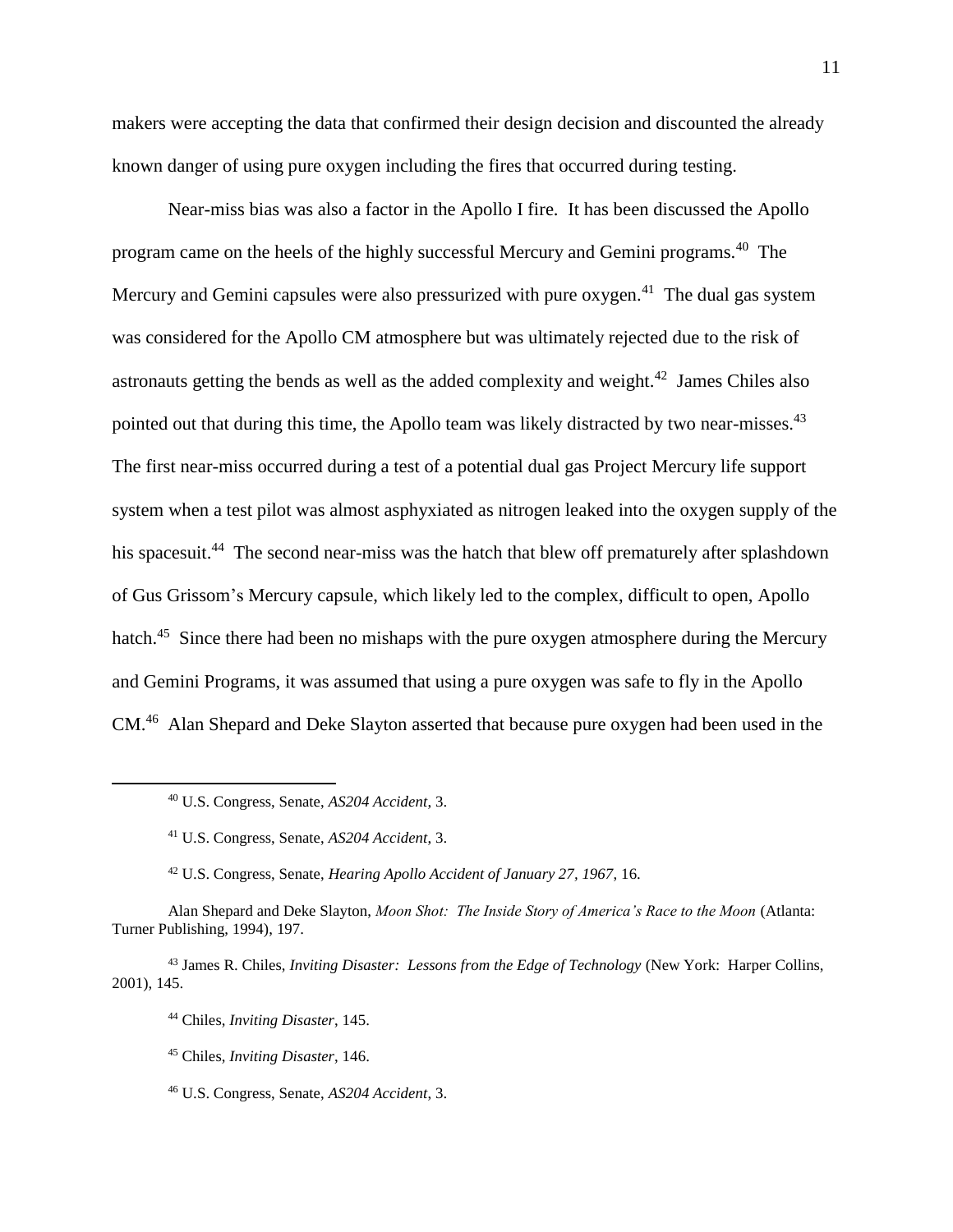makers were accepting the data that confirmed their design decision and discounted the already known danger of using pure oxygen including the fires that occurred during testing.

Near-miss bias was also a factor in the Apollo I fire. It has been discussed the Apollo program came on the heels of the highly successful Mercury and Gemini programs.[40] The Mercury and Gemini capsules were also pressurized with pure oxygen.[41] The dual gas system was considered for the Apollo CM atmosphere but was ultimately rejected due to the risk of astronauts getting the bends as well as the added complexity and weight.[42] James Chiles also pointed out that during this time, the Apollo team was likely distracted by two near-misses.[43] The first near-miss occurred during a test of a potential dual gas Project Mercury life support system when a test pilot was almost asphyxiated as nitrogen leaked into the oxygen supply of the his spacesuit.[44] The second near-miss was the hatch that blew off prematurely after splashdown of Gus Grissom's Mercury capsule, which likely led to the complex, difficult to open, Apollo hatch.[45] Since there had been no mishaps with the pure oxygen atmosphere during the Mercury and Gemini Programs, it was assumed that using a pure oxygen was safe to fly in the Apollo CM.[46] Alan Shepard and Deke Slayton asserted that because pure oxygen had been used in the

---

[40] U.S. Congress, Senate, *AS204 Accident*, 3.

[41] U.S. Congress, Senate, *AS204 Accident*, 3.

[42] U.S. Congress, Senate, *Hearing Apollo Accident of January 27, 1967*, 16.

Alan Shepard and Deke Slayton, *Moon Shot: The Inside Story of America's Race to the Moon* (Atlanta: Turner Publishing, 1994), 197.

[43] James R. Chiles, *Inviting Disaster: Lessons from the Edge of Technology* (New York: Harper Collins, 2001), 145.

[44] Chiles, *Inviting Disaster*, 145.

[45] Chiles, *Inviting Disaster*, 146.

[46] U.S. Congress, Senate, *AS204 Accident*, 3.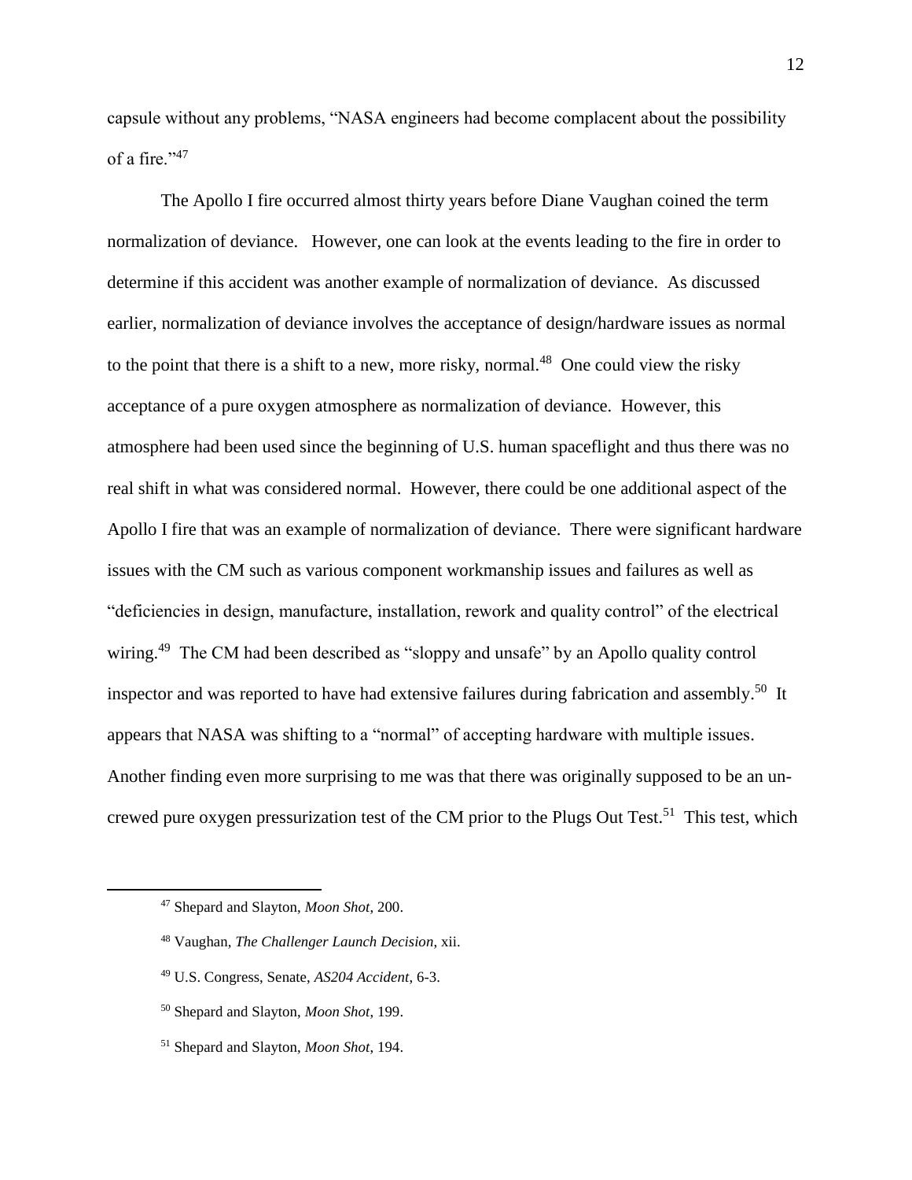capsule without any problems, "NASA engineers had become complacent about the possibility of a fire."[47]

The Apollo I fire occurred almost thirty years before Diane Vaughan coined the term normalization of deviance. However, one can look at the events leading to the fire in order to determine if this accident was another example of normalization of deviance. As discussed earlier, normalization of deviance involves the acceptance of design/hardware issues as normal to the point that there is a shift to a new, more risky, normal.[48] One could view the risky acceptance of a pure oxygen atmosphere as normalization of deviance. However, this atmosphere had been used since the beginning of U.S. human spaceflight and thus there was no real shift in what was considered normal. However, there could be one additional aspect of the Apollo I fire that was an example of normalization of deviance. There were significant hardware issues with the CM such as various component workmanship issues and failures as well as "deficiencies in design, manufacture, installation, rework and quality control" of the electrical wiring.[49] The CM had been described as "sloppy and unsafe" by an Apollo quality control inspector and was reported to have had extensive failures during fabrication and assembly.[50] It appears that NASA was shifting to a "normal" of accepting hardware with multiple issues. Another finding even more surprising to me was that there was originally supposed to be an un-crewed pure oxygen pressurization test of the CM prior to the Plugs Out Test.[51] This test, which

---

[47] Shepard and Slayton, *Moon Shot*, 200.

[48] Vaughan, *The Challenger Launch Decision*, xii.

[49] U.S. Congress, Senate, *AS204 Accident*, 6-3.

[50] Shepard and Slayton, *Moon Shot*, 199.

[51] Shepard and Slayton, *Moon Shot*, 194.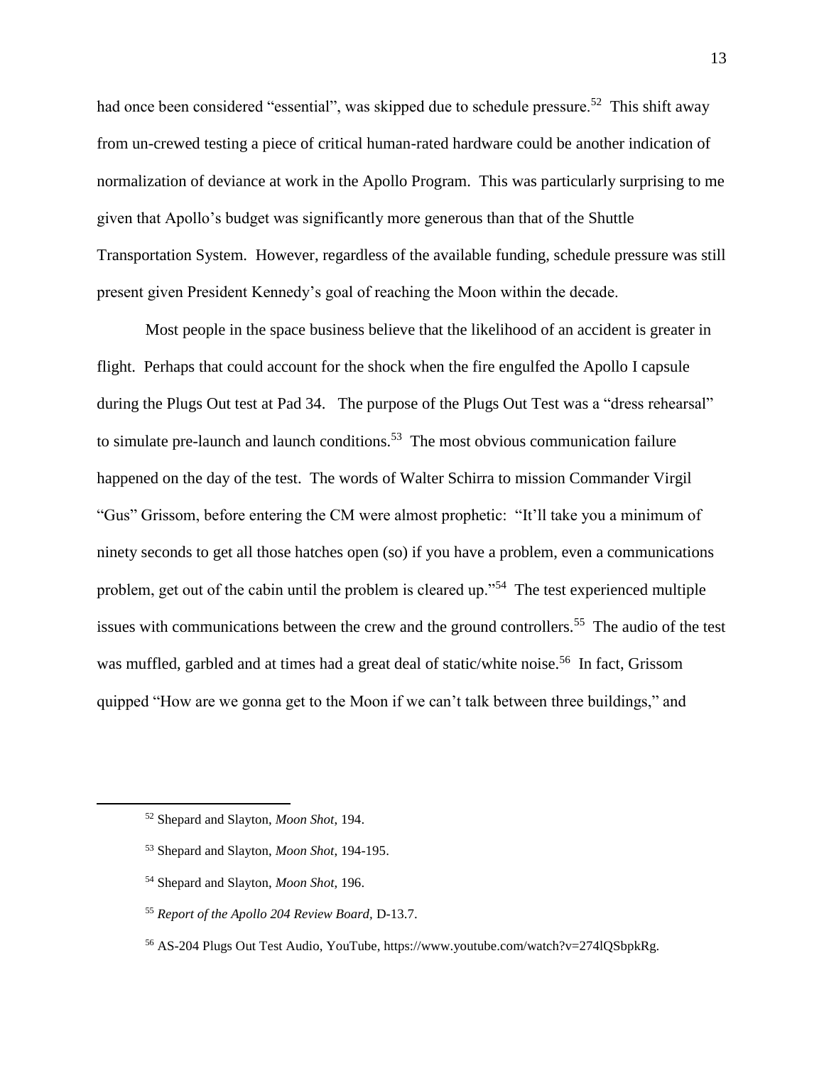had once been considered "essential", was skipped due to schedule pressure.[52] This shift away from un-crewed testing a piece of critical human-rated hardware could be another indication of normalization of deviance at work in the Apollo Program. This was particularly surprising to me given that Apollo's budget was significantly more generous than that of the Shuttle Transportation System. However, regardless of the available funding, schedule pressure was still present given President Kennedy's goal of reaching the Moon within the decade.

Most people in the space business believe that the likelihood of an accident is greater in flight. Perhaps that could account for the shock when the fire engulfed the Apollo I capsule during the Plugs Out test at Pad 34. The purpose of the Plugs Out Test was a "dress rehearsal" to simulate pre-launch and launch conditions.[53] The most obvious communication failure happened on the day of the test. The words of Walter Schirra to mission Commander Virgil "Gus" Grissom, before entering the CM were almost prophetic: "It'll take you a minimum of ninety seconds to get all those hatches open (so) if you have a problem, even a communications problem, get out of the cabin until the problem is cleared up."[54] The test experienced multiple issues with communications between the crew and the ground controllers.[55] The audio of the test was muffled, garbled and at times had a great deal of static/white noise.[56] In fact, Grissom quipped "How are we gonna get to the Moon if we can't talk between three buildings," and

---

[52] Shepard and Slayton, *Moon Shot*, 194.

[53] Shepard and Slayton, *Moon Shot*, 194-195.

[54] Shepard and Slayton, *Moon Shot*, 196.

[55] *Report of the Apollo 204 Review Board,* D-13.7.

[56] AS-204 Plugs Out Test Audio, YouTube, https://www.youtube.com/watch?v=274lQSbpkRg.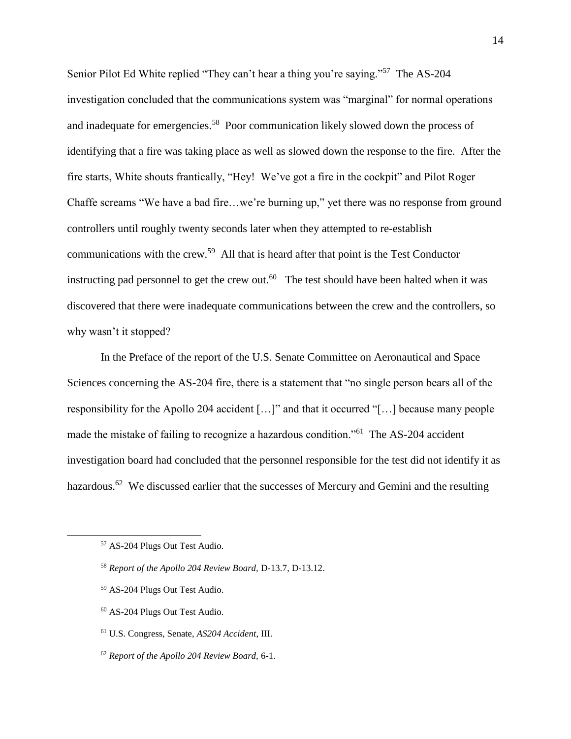Senior Pilot Ed White replied "They can't hear a thing you're saying."[57] The AS-204 investigation concluded that the communications system was "marginal" for normal operations and inadequate for emergencies.[58] Poor communication likely slowed down the process of identifying that a fire was taking place as well as slowed down the response to the fire. After the fire starts, White shouts frantically, "Hey! We've got a fire in the cockpit" and Pilot Roger Chaffe screams "We have a bad fire…we're burning up," yet there was no response from ground controllers until roughly twenty seconds later when they attempted to re-establish communications with the crew.[59] All that is heard after that point is the Test Conductor instructing pad personnel to get the crew out.[60] The test should have been halted when it was discovered that there were inadequate communications between the crew and the controllers, so why wasn't it stopped?

In the Preface of the report of the U.S. Senate Committee on Aeronautical and Space Sciences concerning the AS-204 fire, there is a statement that "no single person bears all of the responsibility for the Apollo 204 accident […]" and that it occurred "[…] because many people made the mistake of failing to recognize a hazardous condition."[61] The AS-204 accident investigation board had concluded that the personnel responsible for the test did not identify it as hazardous.[62] We discussed earlier that the successes of Mercury and Gemini and the resulting

---

[57] AS-204 Plugs Out Test Audio.

[58] *Report of the Apollo 204 Review Board,* D-13.7, D-13.12.

[59] AS-204 Plugs Out Test Audio.

[60] AS-204 Plugs Out Test Audio.

[61] U.S. Congress, Senate, *AS204 Accident,* III.

[62] *Report of the Apollo 204 Review Board,* 6-1.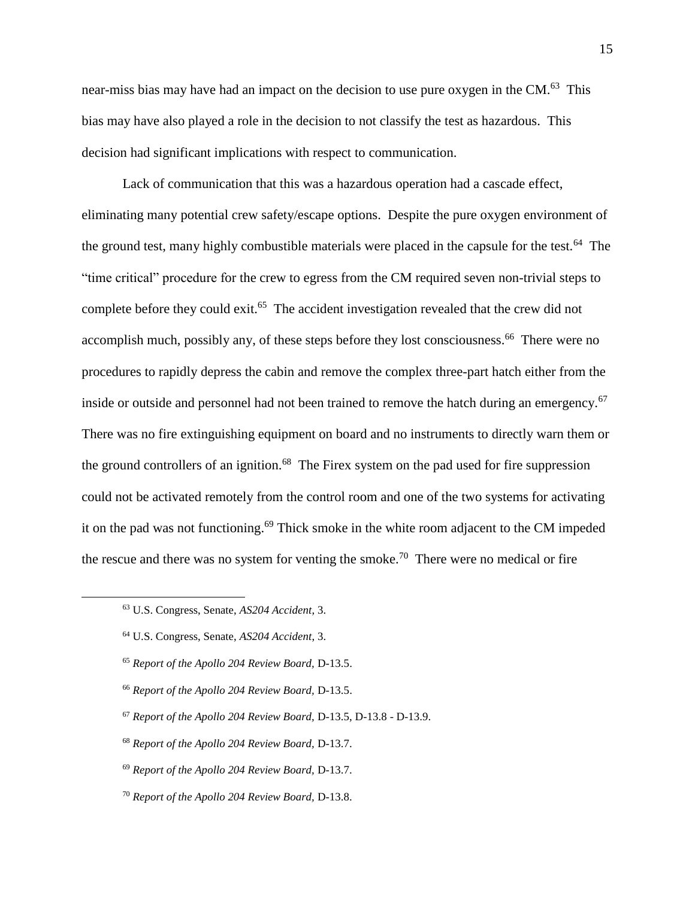near-miss bias may have had an impact on the decision to use pure oxygen in the CM.[63] This bias may have also played a role in the decision to not classify the test as hazardous. This decision had significant implications with respect to communication.

Lack of communication that this was a hazardous operation had a cascade effect, eliminating many potential crew safety/escape options. Despite the pure oxygen environment of the ground test, many highly combustible materials were placed in the capsule for the test.[64] The "time critical" procedure for the crew to egress from the CM required seven non-trivial steps to complete before they could exit.[65] The accident investigation revealed that the crew did not accomplish much, possibly any, of these steps before they lost consciousness.[66] There were no procedures to rapidly depress the cabin and remove the complex three-part hatch either from the inside or outside and personnel had not been trained to remove the hatch during an emergency.[67] There was no fire extinguishing equipment on board and no instruments to directly warn them or the ground controllers of an ignition.[68] The Firex system on the pad used for fire suppression could not be activated remotely from the control room and one of the two systems for activating it on the pad was not functioning.[69] Thick smoke in the white room adjacent to the CM impeded the rescue and there was no system for venting the smoke.[70] There were no medical or fire

---

[63] U.S. Congress, Senate, *AS204 Accident*, 3.

[64] U.S. Congress, Senate, *AS204 Accident*, 3.

[65] *Report of the Apollo 204 Review Board,* D-13.5.

[66] *Report of the Apollo 204 Review Board,* D-13.5.

[67] *Report of the Apollo 204 Review Board,* D-13.5, D-13.8 - D-13.9.

[68] *Report of the Apollo 204 Review Board,* D-13.7.

[69] *Report of the Apollo 204 Review Board,* D-13.7.

[70] *Report of the Apollo 204 Review Board,* D-13.8.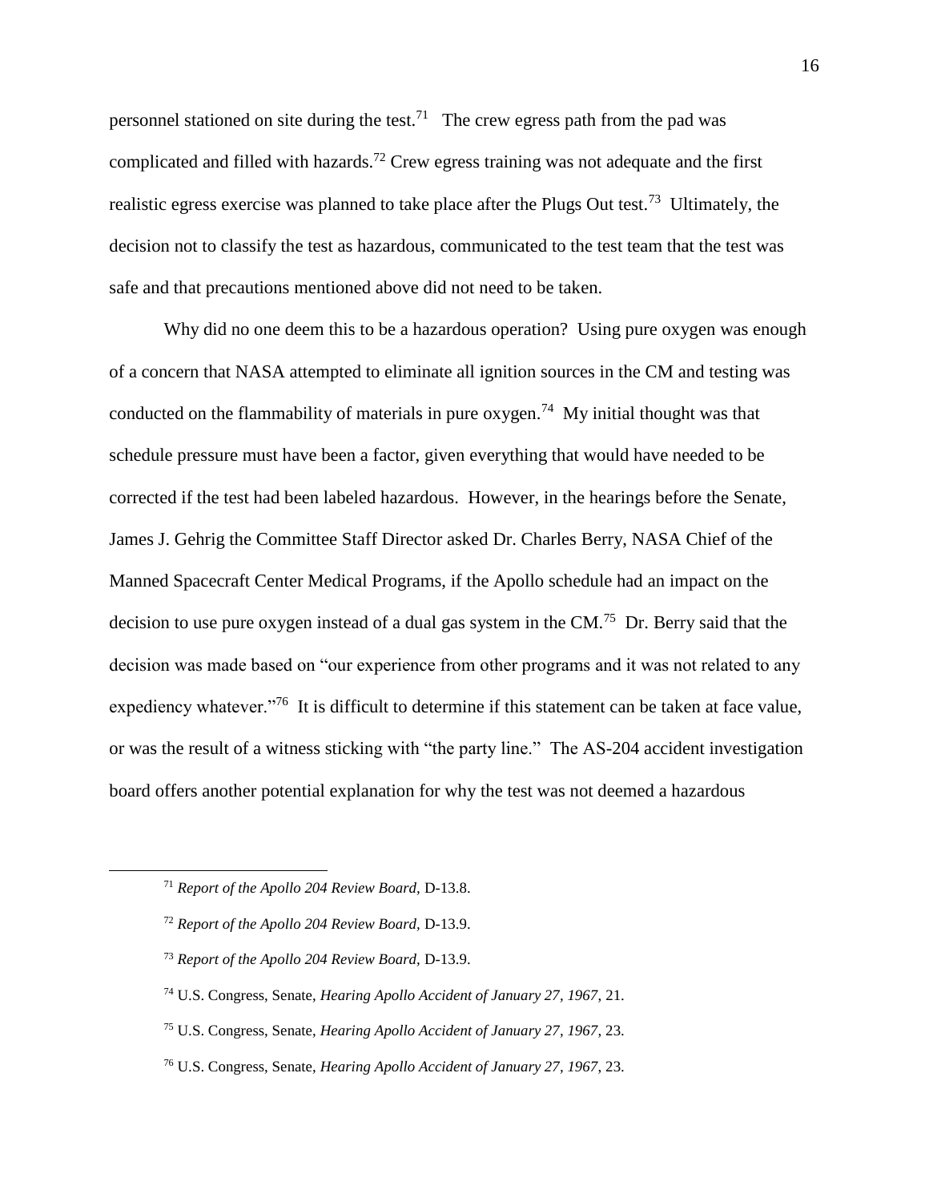personnel stationed on site during the test.[71] The crew egress path from the pad was complicated and filled with hazards.[72] Crew egress training was not adequate and the first realistic egress exercise was planned to take place after the Plugs Out test.[73] Ultimately, the decision not to classify the test as hazardous, communicated to the test team that the test was safe and that precautions mentioned above did not need to be taken.

Why did no one deem this to be a hazardous operation? Using pure oxygen was enough of a concern that NASA attempted to eliminate all ignition sources in the CM and testing was conducted on the flammability of materials in pure oxygen.[74] My initial thought was that schedule pressure must have been a factor, given everything that would have needed to be corrected if the test had been labeled hazardous. However, in the hearings before the Senate, James J. Gehrig the Committee Staff Director asked Dr. Charles Berry, NASA Chief of the Manned Spacecraft Center Medical Programs, if the Apollo schedule had an impact on the decision to use pure oxygen instead of a dual gas system in the CM.[75] Dr. Berry said that the decision was made based on "our experience from other programs and it was not related to any expediency whatever."[76] It is difficult to determine if this statement can be taken at face value, or was the result of a witness sticking with "the party line." The AS-204 accident investigation board offers another potential explanation for why the test was not deemed a hazardous

---

[71] *Report of the Apollo 204 Review Board,* D-13.8.

[72] *Report of the Apollo 204 Review Board,* D-13.9.

[73] *Report of the Apollo 204 Review Board,* D-13.9.

[74] U.S. Congress, Senate, *Hearing Apollo Accident of January 27, 1967,* 21.

[75] U.S. Congress, Senate, *Hearing Apollo Accident of January 27, 1967,* 23.

[76] U.S. Congress, Senate, *Hearing Apollo Accident of January 27, 1967,* 23.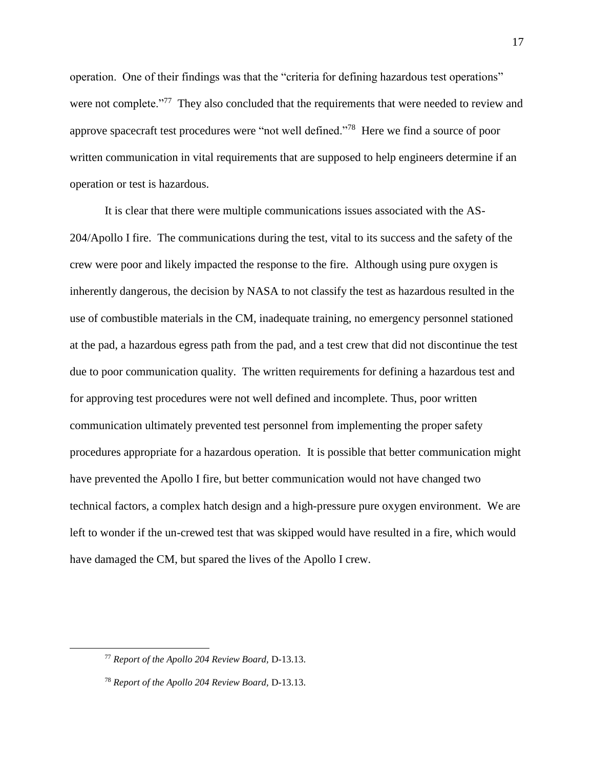operation. One of their findings was that the "criteria for defining hazardous test operations" were not complete."[77] They also concluded that the requirements that were needed to review and approve spacecraft test procedures were "not well defined."[78] Here we find a source of poor written communication in vital requirements that are supposed to help engineers determine if an operation or test is hazardous.

It is clear that there were multiple communications issues associated with the AS-204/Apollo I fire. The communications during the test, vital to its success and the safety of the crew were poor and likely impacted the response to the fire. Although using pure oxygen is inherently dangerous, the decision by NASA to not classify the test as hazardous resulted in the use of combustible materials in the CM, inadequate training, no emergency personnel stationed at the pad, a hazardous egress path from the pad, and a test crew that did not discontinue the test due to poor communication quality. The written requirements for defining a hazardous test and for approving test procedures were not well defined and incomplete. Thus, poor written communication ultimately prevented test personnel from implementing the proper safety procedures appropriate for a hazardous operation. It is possible that better communication might have prevented the Apollo I fire, but better communication would not have changed two technical factors, a complex hatch design and a high-pressure pure oxygen environment. We are left to wonder if the un-crewed test that was skipped would have resulted in a fire, which would have damaged the CM, but spared the lives of the Apollo I crew.

[77] *Report of the Apollo 204 Review Board,* D-13.13.

[78] *Report of the Apollo 204 Review Board,* D-13.13.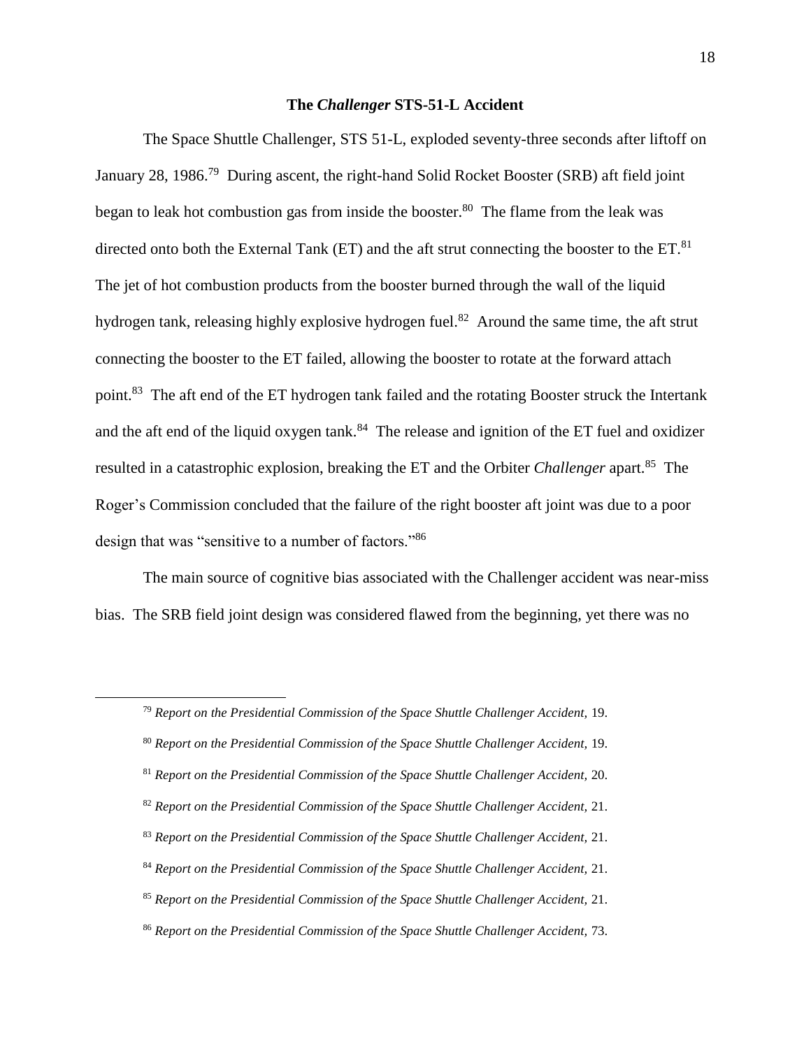## The *Challenger* STS-51-L Accident

The Space Shuttle Challenger, STS 51-L, exploded seventy-three seconds after liftoff on January 28, 1986.[79] During ascent, the right-hand Solid Rocket Booster (SRB) aft field joint began to leak hot combustion gas from inside the booster.[80] The flame from the leak was directed onto both the External Tank (ET) and the aft strut connecting the booster to the ET.[81] The jet of hot combustion products from the booster burned through the wall of the liquid hydrogen tank, releasing highly explosive hydrogen fuel.[82] Around the same time, the aft strut connecting the booster to the ET failed, allowing the booster to rotate at the forward attach point.[83] The aft end of the ET hydrogen tank failed and the rotating Booster struck the Intertank and the aft end of the liquid oxygen tank.[84] The release and ignition of the ET fuel and oxidizer resulted in a catastrophic explosion, breaking the ET and the Orbiter *Challenger* apart.[85] The Roger's Commission concluded that the failure of the right booster aft joint was due to a poor design that was "sensitive to a number of factors."[86]

The main source of cognitive bias associated with the Challenger accident was near-miss bias. The SRB field joint design was considered flawed from the beginning, yet there was no

---

[79] *Report on the Presidential Commission of the Space Shuttle Challenger Accident,* 19.

[80] *Report on the Presidential Commission of the Space Shuttle Challenger Accident,* 19.

[81] *Report on the Presidential Commission of the Space Shuttle Challenger Accident,* 20.

[82] *Report on the Presidential Commission of the Space Shuttle Challenger Accident,* 21.

[83] *Report on the Presidential Commission of the Space Shuttle Challenger Accident*, 21.

[84] *Report on the Presidential Commission of the Space Shuttle Challenger Accident,* 21.

[85] *Report on the Presidential Commission of the Space Shuttle Challenger Accident,* 21.

[86] *Report on the Presidential Commission of the Space Shuttle Challenger Accident,* 73.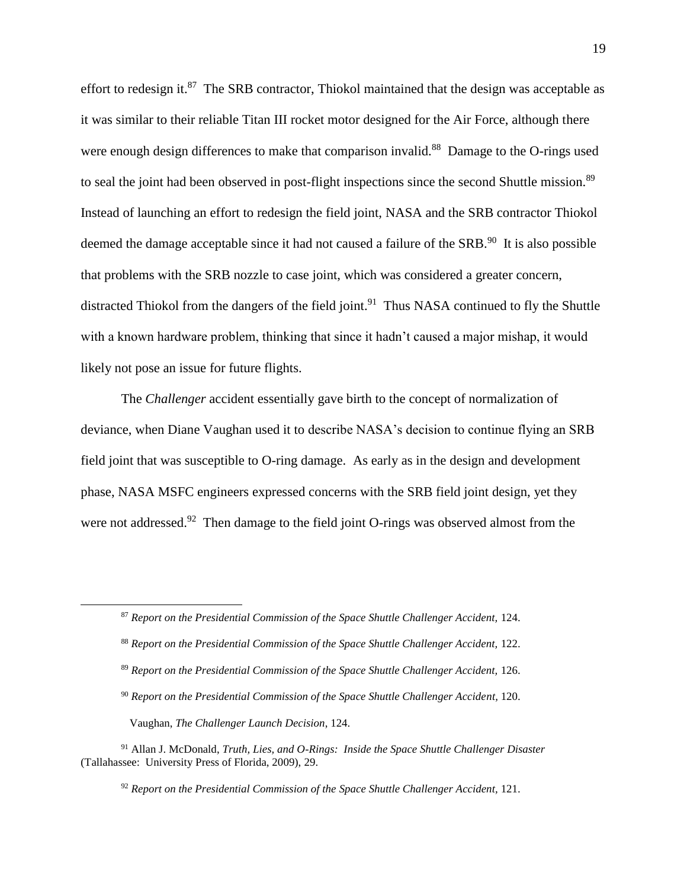effort to redesign it.[87] The SRB contractor, Thiokol maintained that the design was acceptable as it was similar to their reliable Titan III rocket motor designed for the Air Force, although there were enough design differences to make that comparison invalid.[88] Damage to the O-rings used to seal the joint had been observed in post-flight inspections since the second Shuttle mission.[89] Instead of launching an effort to redesign the field joint, NASA and the SRB contractor Thiokol deemed the damage acceptable since it had not caused a failure of the SRB.[90] It is also possible that problems with the SRB nozzle to case joint, which was considered a greater concern, distracted Thiokol from the dangers of the field joint.[91] Thus NASA continued to fly the Shuttle with a known hardware problem, thinking that since it hadn't caused a major mishap, it would likely not pose an issue for future flights.

The *Challenger* accident essentially gave birth to the concept of normalization of deviance, when Diane Vaughan used it to describe NASA's decision to continue flying an SRB field joint that was susceptible to O-ring damage. As early as in the design and development phase, NASA MSFC engineers expressed concerns with the SRB field joint design, yet they were not addressed.[92] Then damage to the field joint O-rings was observed almost from the

---

[87] *Report on the Presidential Commission of the Space Shuttle Challenger Accident,* 124.

[88] *Report on the Presidential Commission of the Space Shuttle Challenger Accident*, 122.

[89] *Report on the Presidential Commission of the Space Shuttle Challenger Accident,* 126.

[90] *Report on the Presidential Commission of the Space Shuttle Challenger Accident,* 120.

Vaughan, *The Challenger Launch Decision*, 124.

[91] Allan J. McDonald, *Truth, Lies, and O-Rings: Inside the Space Shuttle Challenger Disaster* (Tallahassee: University Press of Florida, 2009), 29.

[92] *Report on the Presidential Commission of the Space Shuttle Challenger Accident,* 121.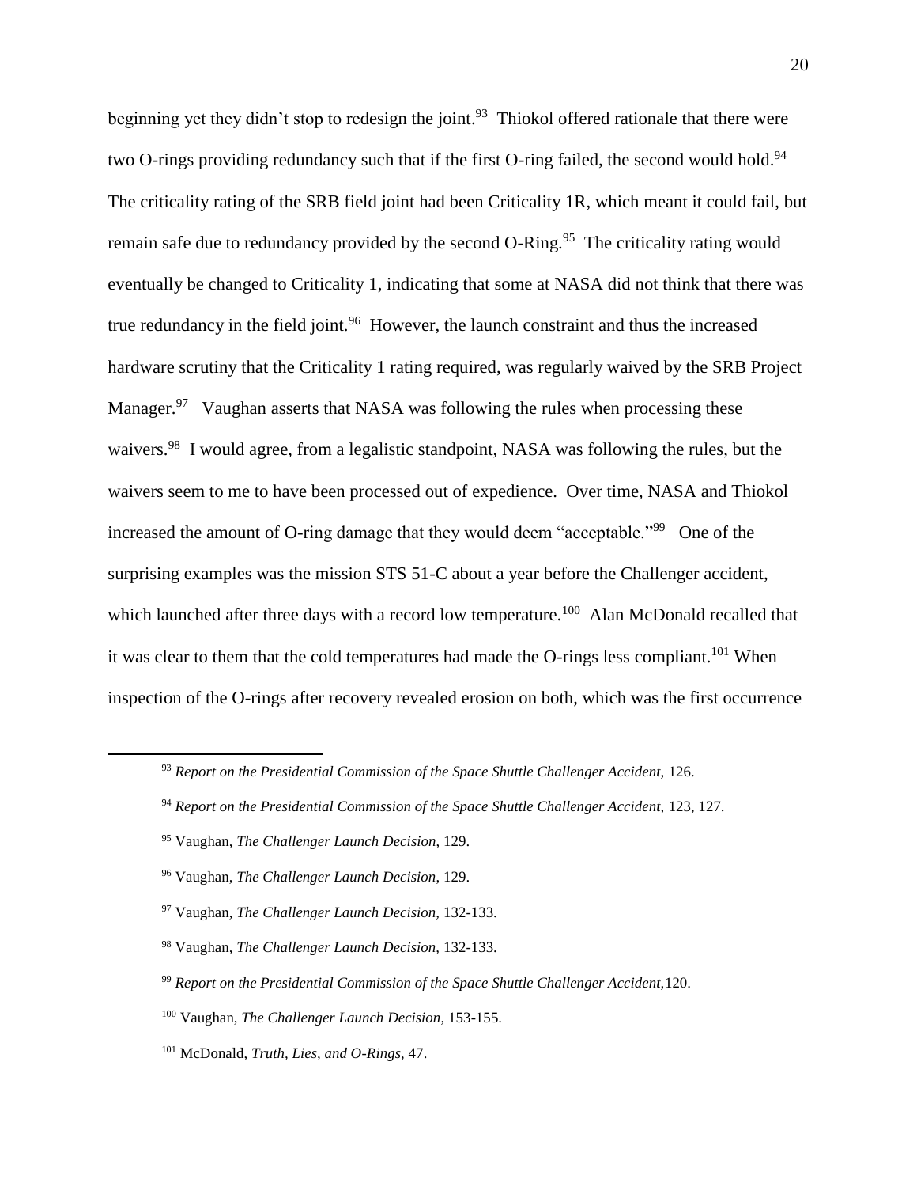beginning yet they didn't stop to redesign the joint.[93] Thiokol offered rationale that there were two O-rings providing redundancy such that if the first O-ring failed, the second would hold.[94] The criticality rating of the SRB field joint had been Criticality 1R, which meant it could fail, but remain safe due to redundancy provided by the second O-Ring.[95] The criticality rating would eventually be changed to Criticality 1, indicating that some at NASA did not think that there was true redundancy in the field joint.[96] However, the launch constraint and thus the increased hardware scrutiny that the Criticality 1 rating required, was regularly waived by the SRB Project Manager.[97] Vaughan asserts that NASA was following the rules when processing these waivers.[98] I would agree, from a legalistic standpoint, NASA was following the rules, but the waivers seem to me to have been processed out of expedience. Over time, NASA and Thiokol increased the amount of O-ring damage that they would deem "acceptable."[99] One of the surprising examples was the mission STS 51-C about a year before the Challenger accident, which launched after three days with a record low temperature.[100] Alan McDonald recalled that it was clear to them that the cold temperatures had made the O-rings less compliant.[101] When inspection of the O-rings after recovery revealed erosion on both, which was the first occurrence

---

[93] *Report on the Presidential Commission of the Space Shuttle Challenger Accident,* 126.

[94] *Report on the Presidential Commission of the Space Shuttle Challenger Accident,* 123, 127.

[95] Vaughan, *The Challenger Launch Decision*, 129.

[96] Vaughan, *The Challenger Launch Decision*, 129.

[97] Vaughan, *The Challenger Launch Decision,* 132-133.

[98] Vaughan, *The Challenger Launch Decision,* 132-133.

[99] *Report on the Presidential Commission of the Space Shuttle Challenger Accident,*120.

[100] Vaughan, *The Challenger Launch Decision,* 153-155.

[101] McDonald, *Truth, Lies, and O-Rings,* 47.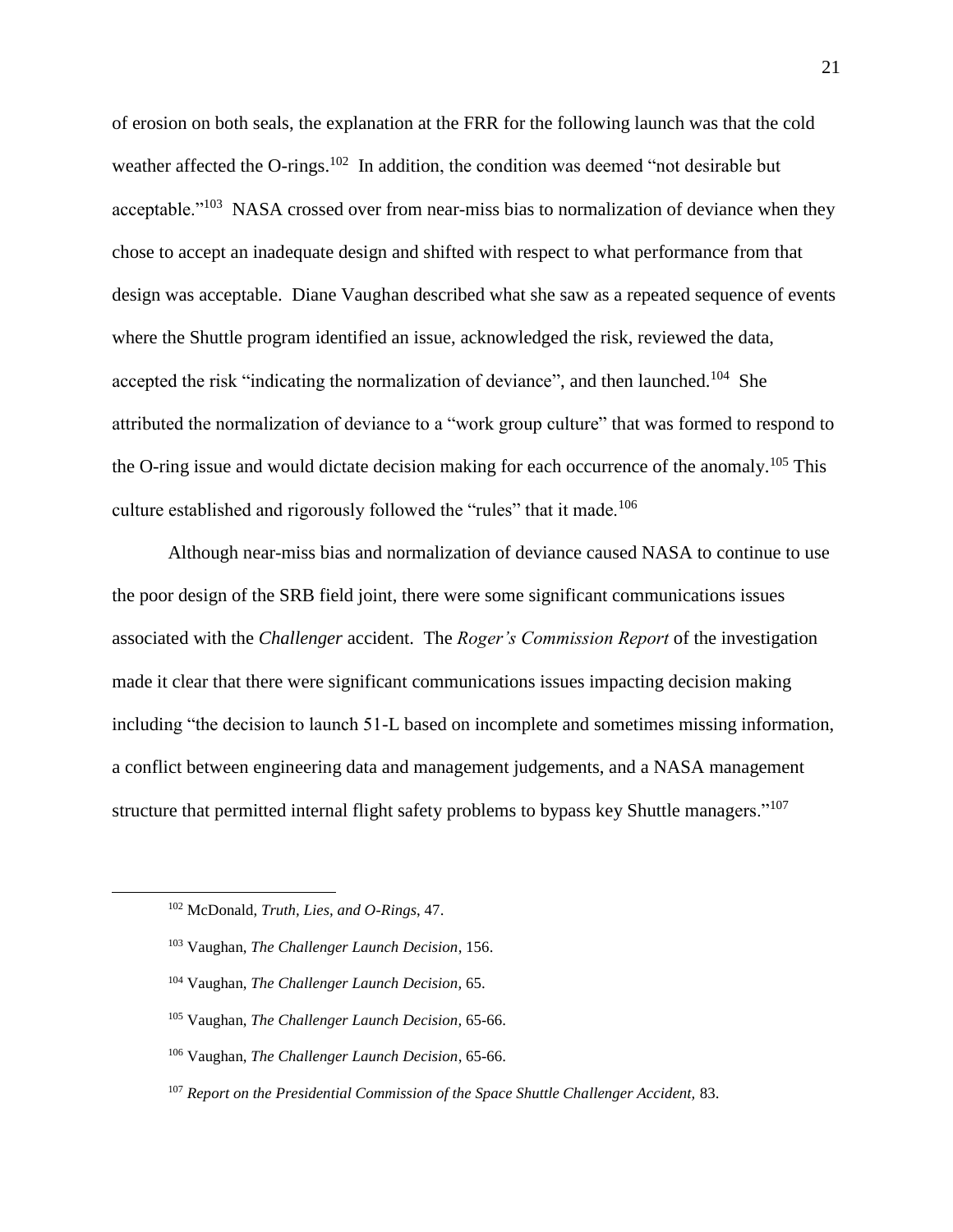of erosion on both seals, the explanation at the FRR for the following launch was that the cold weather affected the O-rings.[102] In addition, the condition was deemed "not desirable but acceptable."[103] NASA crossed over from near-miss bias to normalization of deviance when they chose to accept an inadequate design and shifted with respect to what performance from that design was acceptable. Diane Vaughan described what she saw as a repeated sequence of events where the Shuttle program identified an issue, acknowledged the risk, reviewed the data, accepted the risk "indicating the normalization of deviance", and then launched.[104] She attributed the normalization of deviance to a "work group culture" that was formed to respond to the O-ring issue and would dictate decision making for each occurrence of the anomaly.[105] This culture established and rigorously followed the "rules" that it made.[106]

Although near-miss bias and normalization of deviance caused NASA to continue to use the poor design of the SRB field joint, there were some significant communications issues associated with the *Challenger* accident. The *Roger's Commission Report* of the investigation made it clear that there were significant communications issues impacting decision making including "the decision to launch 51-L based on incomplete and sometimes missing information, a conflict between engineering data and management judgements, and a NASA management structure that permitted internal flight safety problems to bypass key Shuttle managers."[107]

---

[102] McDonald, *Truth, Lies, and O-Rings*, 47.

[103] Vaughan, *The Challenger Launch Decision*, 156.

[104] Vaughan, *The Challenger Launch Decision*, 65.

[105] Vaughan, *The Challenger Launch Decision*, 65-66.

[106] Vaughan, *The Challenger Launch Decision*, 65-66.

[107] *Report on the Presidential Commission of the Space Shuttle Challenger Accident*, 83.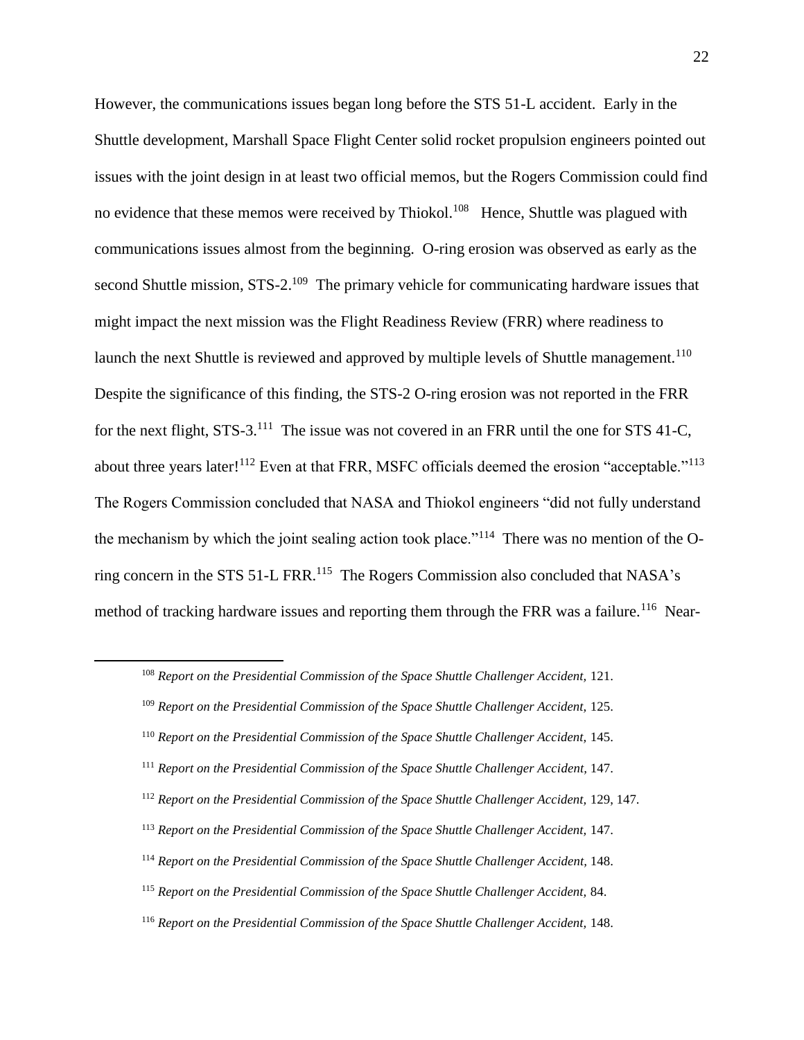However, the communications issues began long before the STS 51-L accident. Early in the Shuttle development, Marshall Space Flight Center solid rocket propulsion engineers pointed out issues with the joint design in at least two official memos, but the Rogers Commission could find no evidence that these memos were received by Thiokol.[108] Hence, Shuttle was plagued with communications issues almost from the beginning. O-ring erosion was observed as early as the second Shuttle mission, STS-2.[109] The primary vehicle for communicating hardware issues that might impact the next mission was the Flight Readiness Review (FRR) where readiness to launch the next Shuttle is reviewed and approved by multiple levels of Shuttle management.[110] Despite the significance of this finding, the STS-2 O-ring erosion was not reported in the FRR for the next flight, STS-3.[111] The issue was not covered in an FRR until the one for STS 41-C, about three years later![112] Even at that FRR, MSFC officials deemed the erosion "acceptable."[113] The Rogers Commission concluded that NASA and Thiokol engineers "did not fully understand the mechanism by which the joint sealing action took place."[114] There was no mention of the O-ring concern in the STS 51-L FRR.[115] The Rogers Commission also concluded that NASA's method of tracking hardware issues and reporting them through the FRR was a failure.[116] Near-

---

[108] *Report on the Presidential Commission of the Space Shuttle Challenger Accident,* 121.

[109] *Report on the Presidential Commission of the Space Shuttle Challenger Accident,* 125.

[110] *Report on the Presidential Commission of the Space Shuttle Challenger Accident,* 145.

[111] *Report on the Presidential Commission of the Space Shuttle Challenger Accident,* 147.

[112] *Report on the Presidential Commission of the Space Shuttle Challenger Accident,* 129, 147.

[113] *Report on the Presidential Commission of the Space Shuttle Challenger Accident,* 147.

[114] *Report on the Presidential Commission of the Space Shuttle Challenger Accident,* 148.

[115] *Report on the Presidential Commission of the Space Shuttle Challenger Accident,* 84.

[116] *Report on the Presidential Commission of the Space Shuttle Challenger Accident,* 148.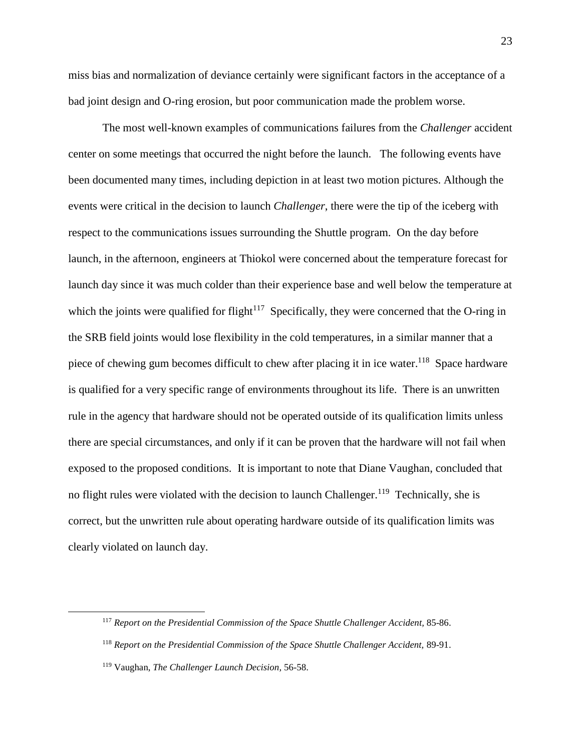miss bias and normalization of deviance certainly were significant factors in the acceptance of a bad joint design and O-ring erosion, but poor communication made the problem worse.

The most well-known examples of communications failures from the *Challenger* accident center on some meetings that occurred the night before the launch. The following events have been documented many times, including depiction in at least two motion pictures. Although the events were critical in the decision to launch *Challenger*, there were the tip of the iceberg with respect to the communications issues surrounding the Shuttle program. On the day before launch, in the afternoon, engineers at Thiokol were concerned about the temperature forecast for launch day since it was much colder than their experience base and well below the temperature at which the joints were qualified for flight[117] Specifically, they were concerned that the O-ring in the SRB field joints would lose flexibility in the cold temperatures, in a similar manner that a piece of chewing gum becomes difficult to chew after placing it in ice water.[118] Space hardware is qualified for a very specific range of environments throughout its life. There is an unwritten rule in the agency that hardware should not be operated outside of its qualification limits unless there are special circumstances, and only if it can be proven that the hardware will not fail when exposed to the proposed conditions. It is important to note that Diane Vaughan, concluded that no flight rules were violated with the decision to launch Challenger.[119] Technically, she is correct, but the unwritten rule about operating hardware outside of its qualification limits was clearly violated on launch day.

---

[117] *Report on the Presidential Commission of the Space Shuttle Challenger Accident,* 85-86.

[118] *Report on the Presidential Commission of the Space Shuttle Challenger Accident,* 89-91.

[119] Vaughan, *The Challenger Launch Decision,* 56-58.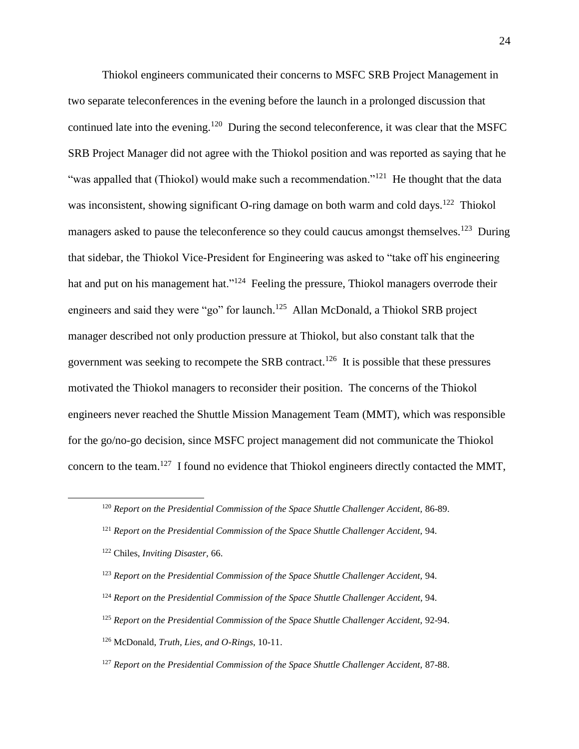Thiokol engineers communicated their concerns to MSFC SRB Project Management in two separate teleconferences in the evening before the launch in a prolonged discussion that continued late into the evening.[120] During the second teleconference, it was clear that the MSFC SRB Project Manager did not agree with the Thiokol position and was reported as saying that he "was appalled that (Thiokol) would make such a recommendation."[121] He thought that the data was inconsistent, showing significant O-ring damage on both warm and cold days.[122] Thiokol managers asked to pause the teleconference so they could caucus amongst themselves.[123] During that sidebar, the Thiokol Vice-President for Engineering was asked to "take off his engineering hat and put on his management hat."[124] Feeling the pressure, Thiokol managers overrode their engineers and said they were "go" for launch.[125] Allan McDonald, a Thiokol SRB project manager described not only production pressure at Thiokol, but also constant talk that the government was seeking to recompete the SRB contract.[126] It is possible that these pressures motivated the Thiokol managers to reconsider their position. The concerns of the Thiokol engineers never reached the Shuttle Mission Management Team (MMT), which was responsible for the go/no-go decision, since MSFC project management did not communicate the Thiokol concern to the team.[127] I found no evidence that Thiokol engineers directly contacted the MMT,

---

[120] *Report on the Presidential Commission of the Space Shuttle Challenger Accident,* 86-89.

[121] *Report on the Presidential Commission of the Space Shuttle Challenger Accident,* 94.

[122] Chiles, *Inviting Disaster,* 66.

[123] *Report on the Presidential Commission of the Space Shuttle Challenger Accident,* 94.

[124] *Report on the Presidential Commission of the Space Shuttle Challenger Accident,* 94.

[125] *Report on the Presidential Commission of the Space Shuttle Challenger Accident,* 92-94.

[126] McDonald, *Truth, Lies, and O-Rings*, 10-11.

[127] *Report on the Presidential Commission of the Space Shuttle Challenger Accident,* 87-88.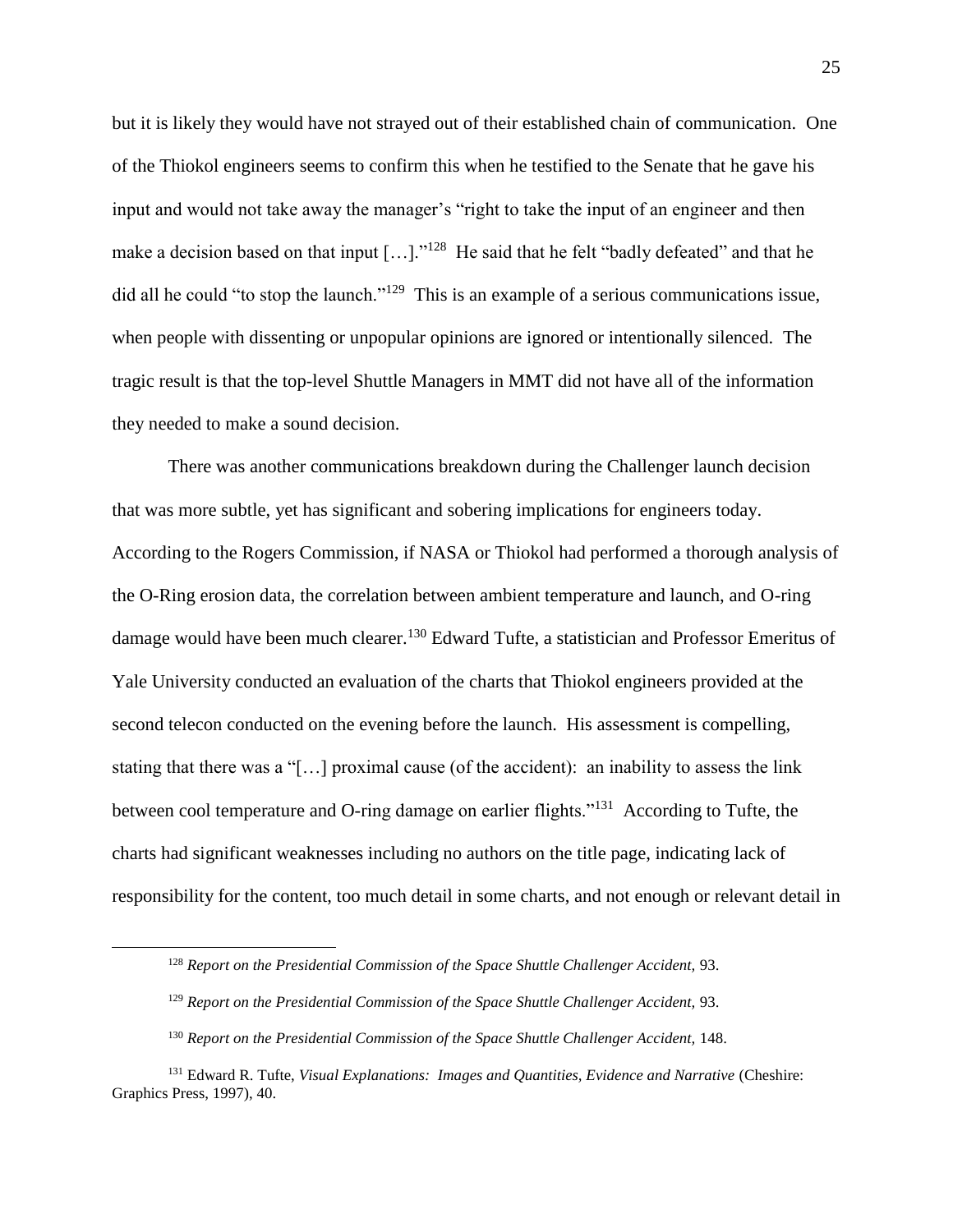but it is likely they would have not strayed out of their established chain of communication. One of the Thiokol engineers seems to confirm this when he testified to the Senate that he gave his input and would not take away the manager's "right to take the input of an engineer and then make a decision based on that input […]."[128] He said that he felt "badly defeated" and that he did all he could "to stop the launch."[129] This is an example of a serious communications issue, when people with dissenting or unpopular opinions are ignored or intentionally silenced. The tragic result is that the top-level Shuttle Managers in MMT did not have all of the information they needed to make a sound decision.

There was another communications breakdown during the Challenger launch decision that was more subtle, yet has significant and sobering implications for engineers today. According to the Rogers Commission, if NASA or Thiokol had performed a thorough analysis of the O-Ring erosion data, the correlation between ambient temperature and launch, and O-ring damage would have been much clearer.[130] Edward Tufte, a statistician and Professor Emeritus of Yale University conducted an evaluation of the charts that Thiokol engineers provided at the second telecon conducted on the evening before the launch. His assessment is compelling, stating that there was a "[…] proximal cause (of the accident): an inability to assess the link between cool temperature and O-ring damage on earlier flights."[131] According to Tufte, the charts had significant weaknesses including no authors on the title page, indicating lack of responsibility for the content, too much detail in some charts, and not enough or relevant detail in

---

[128] *Report on the Presidential Commission of the Space Shuttle Challenger Accident,* 93.

[129] *Report on the Presidential Commission of the Space Shuttle Challenger Accident,* 93.

[130] *Report on the Presidential Commission of the Space Shuttle Challenger Accident,* 148.

[131] Edward R. Tufte, *Visual Explanations: Images and Quantities, Evidence and Narrative* (Cheshire: Graphics Press, 1997), 40.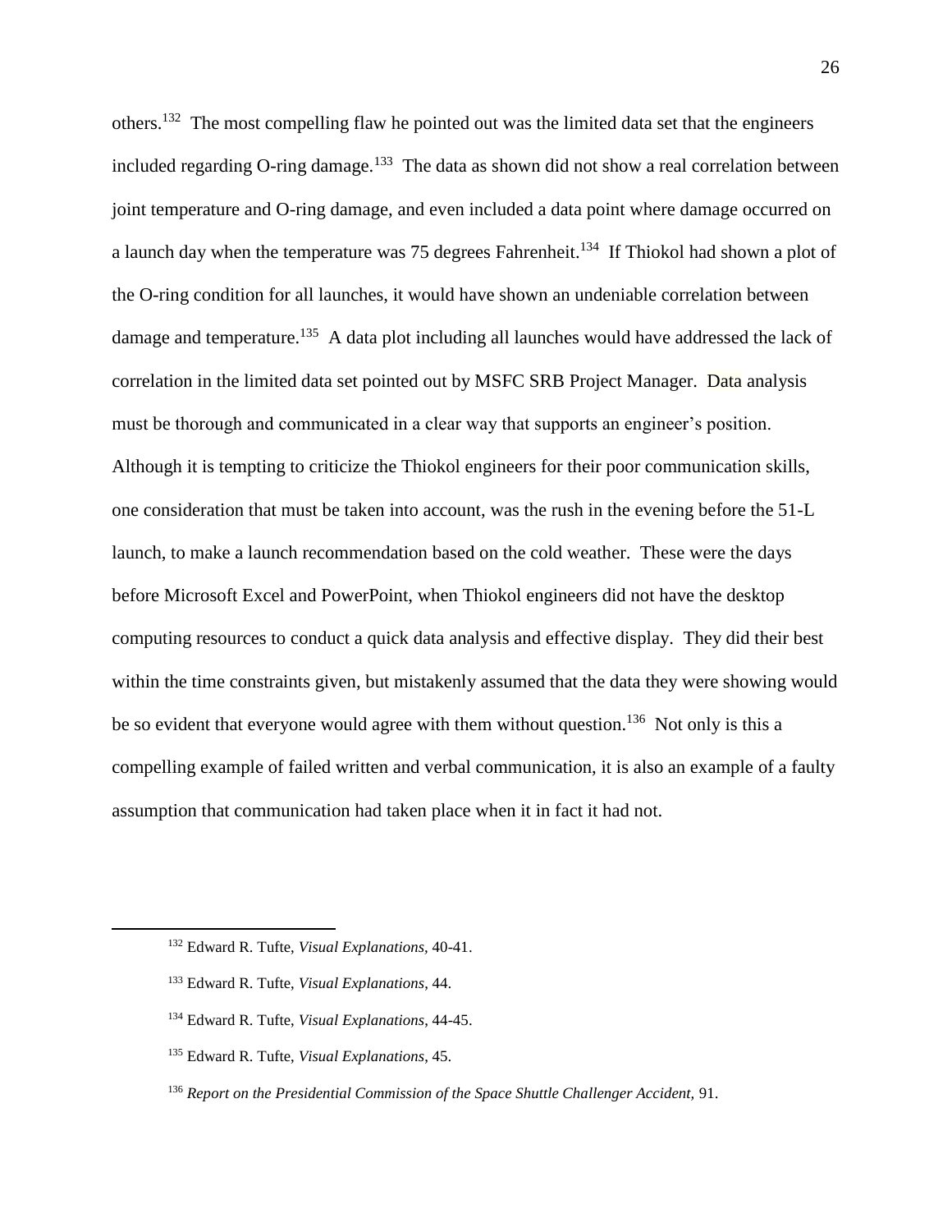others.[132] The most compelling flaw he pointed out was the limited data set that the engineers included regarding O-ring damage.[133] The data as shown did not show a real correlation between joint temperature and O-ring damage, and even included a data point where damage occurred on a launch day when the temperature was 75 degrees Fahrenheit.[134] If Thiokol had shown a plot of the O-ring condition for all launches, it would have shown an undeniable correlation between damage and temperature.[135] A data plot including all launches would have addressed the lack of correlation in the limited data set pointed out by MSFC SRB Project Manager. Data analysis must be thorough and communicated in a clear way that supports an engineer's position. Although it is tempting to criticize the Thiokol engineers for their poor communication skills, one consideration that must be taken into account, was the rush in the evening before the 51-L launch, to make a launch recommendation based on the cold weather. These were the days before Microsoft Excel and PowerPoint, when Thiokol engineers did not have the desktop computing resources to conduct a quick data analysis and effective display. They did their best within the time constraints given, but mistakenly assumed that the data they were showing would be so evident that everyone would agree with them without question.[136] Not only is this a compelling example of failed written and verbal communication, it is also an example of a faulty assumption that communication had taken place when it in fact it had not.

---

[132] Edward R. Tufte, *Visual Explanations*, 40-41.

[133] Edward R. Tufte, *Visual Explanations*, 44.

[134] Edward R. Tufte, *Visual Explanations*, 44-45.

[135] Edward R. Tufte, *Visual Explanations*, 45.

[136] *Report on the Presidential Commission of the Space Shuttle Challenger Accident*, 91.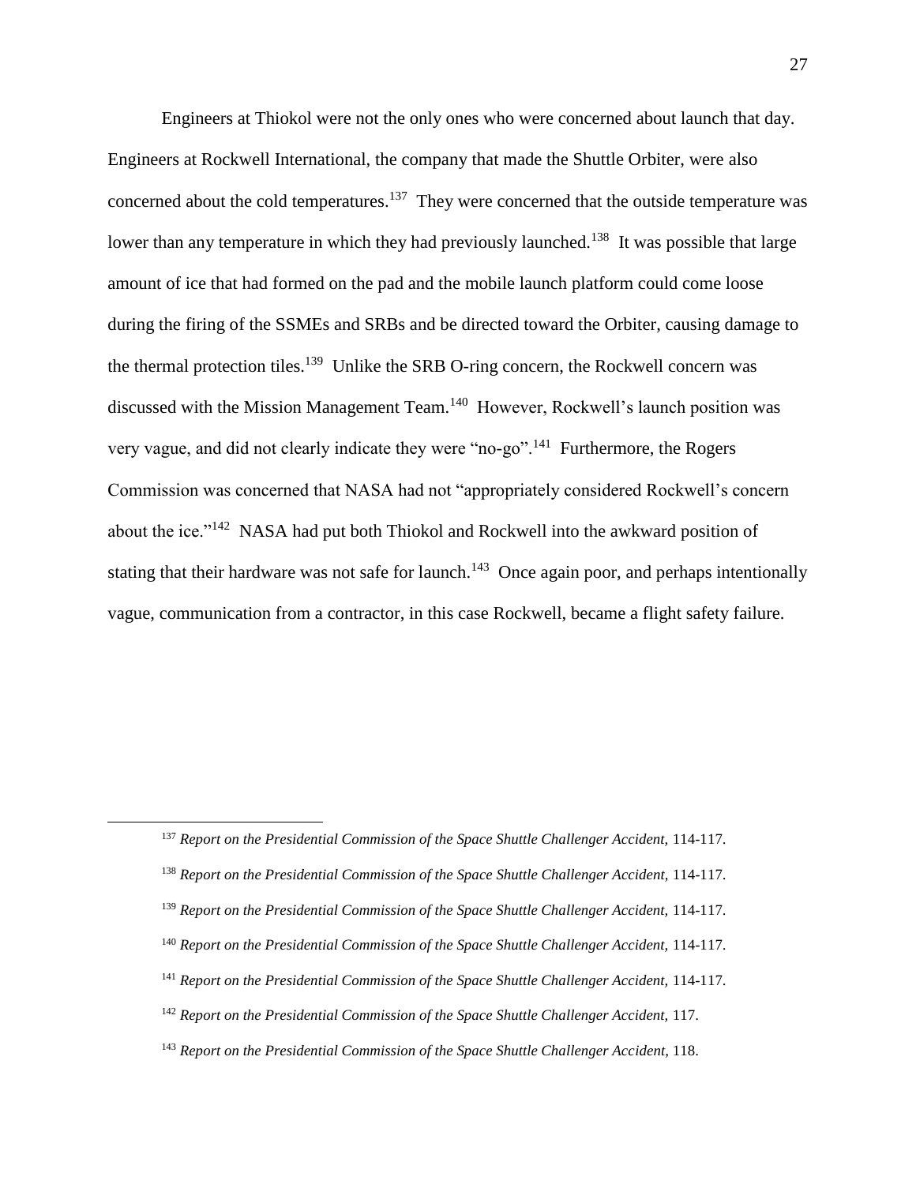Engineers at Thiokol were not the only ones who were concerned about launch that day. Engineers at Rockwell International, the company that made the Shuttle Orbiter, were also concerned about the cold temperatures.[137] They were concerned that the outside temperature was lower than any temperature in which they had previously launched.[138] It was possible that large amount of ice that had formed on the pad and the mobile launch platform could come loose during the firing of the SSMEs and SRBs and be directed toward the Orbiter, causing damage to the thermal protection tiles.[139] Unlike the SRB O-ring concern, the Rockwell concern was discussed with the Mission Management Team.[140] However, Rockwell's launch position was very vague, and did not clearly indicate they were "no-go".[141] Furthermore, the Rogers Commission was concerned that NASA had not "appropriately considered Rockwell's concern about the ice."[142] NASA had put both Thiokol and Rockwell into the awkward position of stating that their hardware was not safe for launch.[143] Once again poor, and perhaps intentionally vague, communication from a contractor, in this case Rockwell, became a flight safety failure.

---

[137] *Report on the Presidential Commission of the Space Shuttle Challenger Accident,* 114-117.

[138] *Report on the Presidential Commission of the Space Shuttle Challenger Accident,* 114-117.

[139] *Report on the Presidential Commission of the Space Shuttle Challenger Accident,* 114-117.

[140] *Report on the Presidential Commission of the Space Shuttle Challenger Accident,* 114-117.

[141] *Report on the Presidential Commission of the Space Shuttle Challenger Accident,* 114-117.

[142] *Report on the Presidential Commission of the Space Shuttle Challenger Accident,* 117.

[143] *Report on the Presidential Commission of the Space Shuttle Challenger Accident,* 118.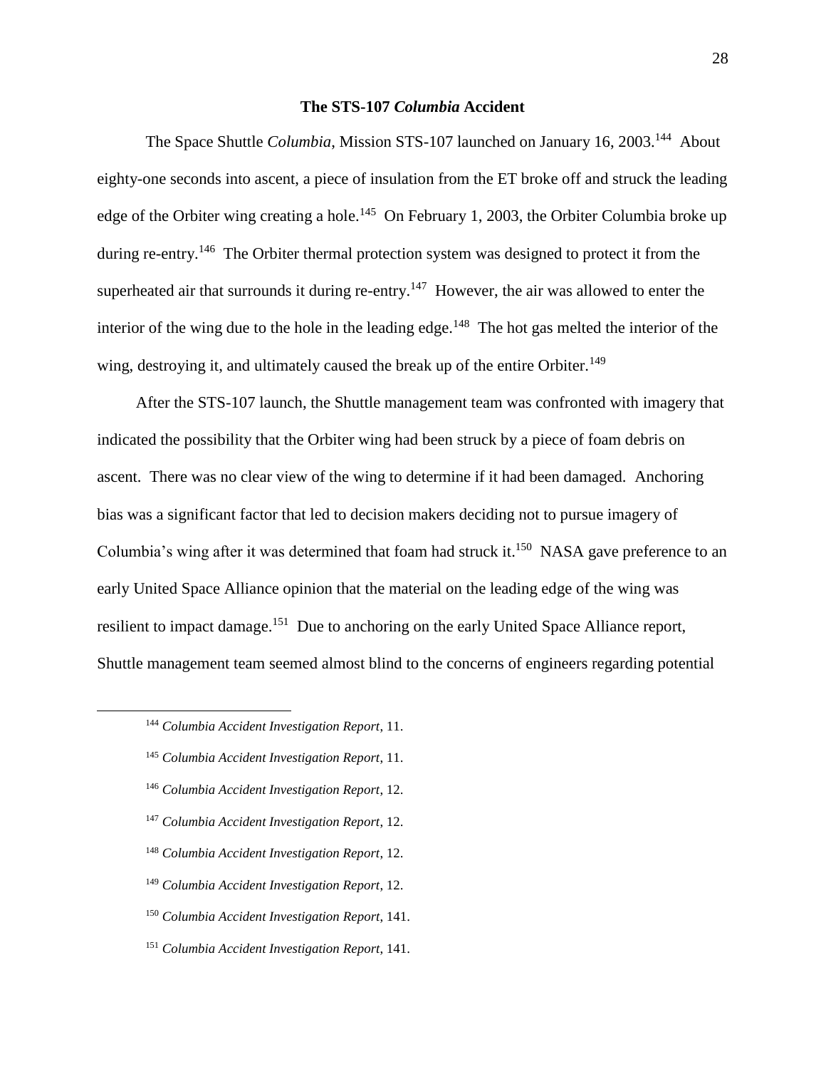## The STS-107 *Columbia* Accident

The Space Shuttle *Columbia*, Mission STS-107 launched on January 16, 2003.[144] About eighty-one seconds into ascent, a piece of insulation from the ET broke off and struck the leading edge of the Orbiter wing creating a hole.[145] On February 1, 2003, the Orbiter Columbia broke up during re-entry.[146] The Orbiter thermal protection system was designed to protect it from the superheated air that surrounds it during re-entry.[147] However, the air was allowed to enter the interior of the wing due to the hole in the leading edge.[148] The hot gas melted the interior of the wing, destroying it, and ultimately caused the break up of the entire Orbiter.[149]

After the STS-107 launch, the Shuttle management team was confronted with imagery that indicated the possibility that the Orbiter wing had been struck by a piece of foam debris on ascent. There was no clear view of the wing to determine if it had been damaged. Anchoring bias was a significant factor that led to decision makers deciding not to pursue imagery of Columbia's wing after it was determined that foam had struck it.[150] NASA gave preference to an early United Space Alliance opinion that the material on the leading edge of the wing was resilient to impact damage.[151] Due to anchoring on the early United Space Alliance report, Shuttle management team seemed almost blind to the concerns of engineers regarding potential

---

[144] *Columbia Accident Investigation Report*, 11.

[145] *Columbia Accident Investigation Report*, 11.

[146] *Columbia Accident Investigation Report*, 12.

[147] *Columbia Accident Investigation Report*, 12.

[148] *Columbia Accident Investigation Report*, 12.

[149] *Columbia Accident Investigation Report*, 12.

[150] *Columbia Accident Investigation Report*, 141.

[151] *Columbia Accident Investigation Report*, 141.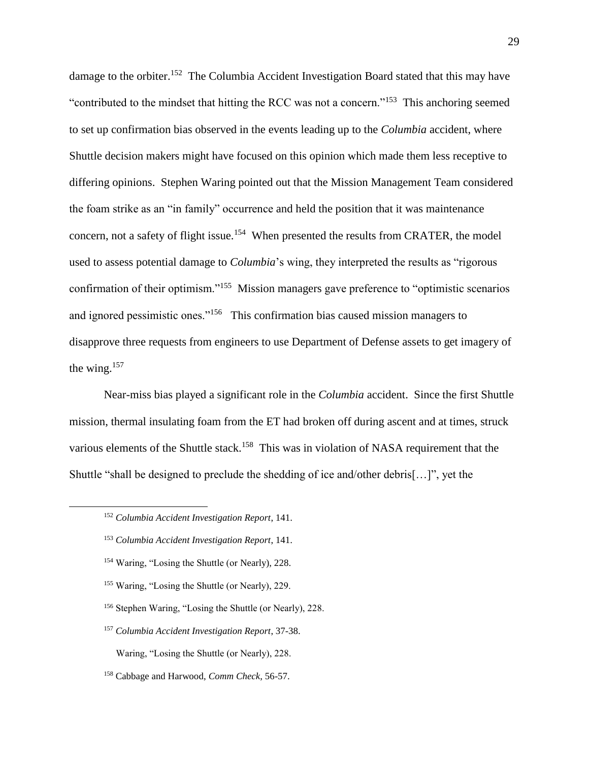damage to the orbiter.[152] The Columbia Accident Investigation Board stated that this may have "contributed to the mindset that hitting the RCC was not a concern."[153] This anchoring seemed to set up confirmation bias observed in the events leading up to the *Columbia* accident, where Shuttle decision makers might have focused on this opinion which made them less receptive to differing opinions. Stephen Waring pointed out that the Mission Management Team considered the foam strike as an "in family" occurrence and held the position that it was maintenance concern, not a safety of flight issue.[154] When presented the results from CRATER, the model used to assess potential damage to *Columbia*'s wing, they interpreted the results as "rigorous confirmation of their optimism."[155] Mission managers gave preference to "optimistic scenarios and ignored pessimistic ones."[156] This confirmation bias caused mission managers to disapprove three requests from engineers to use Department of Defense assets to get imagery of the wing.[157]

Near-miss bias played a significant role in the *Columbia* accident. Since the first Shuttle mission, thermal insulating foam from the ET had broken off during ascent and at times, struck various elements of the Shuttle stack.[158] This was in violation of NASA requirement that the Shuttle "shall be designed to preclude the shedding of ice and/other debris[…]", yet the

---

[152] *Columbia Accident Investigation Report*, 141.

[153] *Columbia Accident Investigation Report*, 141.

[154] Waring, "Losing the Shuttle (or Nearly), 228.

[155] Waring, "Losing the Shuttle (or Nearly), 229.

[156] Stephen Waring, "Losing the Shuttle (or Nearly), 228.

[157] *Columbia Accident Investigation Report*, 37-38.

Waring, "Losing the Shuttle (or Nearly), 228.

[158] Cabbage and Harwood, *Comm Check*, 56-57.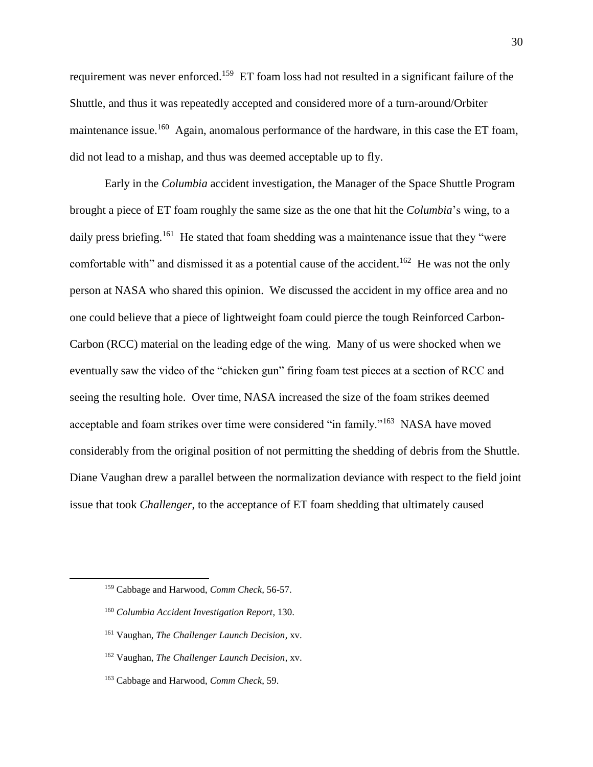requirement was never enforced.[159] ET foam loss had not resulted in a significant failure of the Shuttle, and thus it was repeatedly accepted and considered more of a turn-around/Orbiter maintenance issue.[160] Again, anomalous performance of the hardware, in this case the ET foam, did not lead to a mishap, and thus was deemed acceptable up to fly.

Early in the *Columbia* accident investigation, the Manager of the Space Shuttle Program brought a piece of ET foam roughly the same size as the one that hit the *Columbia*'s wing, to a daily press briefing.[161] He stated that foam shedding was a maintenance issue that they "were comfortable with" and dismissed it as a potential cause of the accident.[162] He was not the only person at NASA who shared this opinion. We discussed the accident in my office area and no one could believe that a piece of lightweight foam could pierce the tough Reinforced Carbon-Carbon (RCC) material on the leading edge of the wing. Many of us were shocked when we eventually saw the video of the "chicken gun" firing foam test pieces at a section of RCC and seeing the resulting hole. Over time, NASA increased the size of the foam strikes deemed acceptable and foam strikes over time were considered "in family."[163] NASA have moved considerably from the original position of not permitting the shedding of debris from the Shuttle. Diane Vaughan drew a parallel between the normalization deviance with respect to the field joint issue that took *Challenger*, to the acceptance of ET foam shedding that ultimately caused

---

[159] Cabbage and Harwood, *Comm Check,* 56-57.

[160] *Columbia Accident Investigation Report*, 130.

[161] Vaughan, *The Challenger Launch Decision*, xv.

[162] Vaughan, *The Challenger Launch Decision*, xv.

[163] Cabbage and Harwood, *Comm Check*, 59.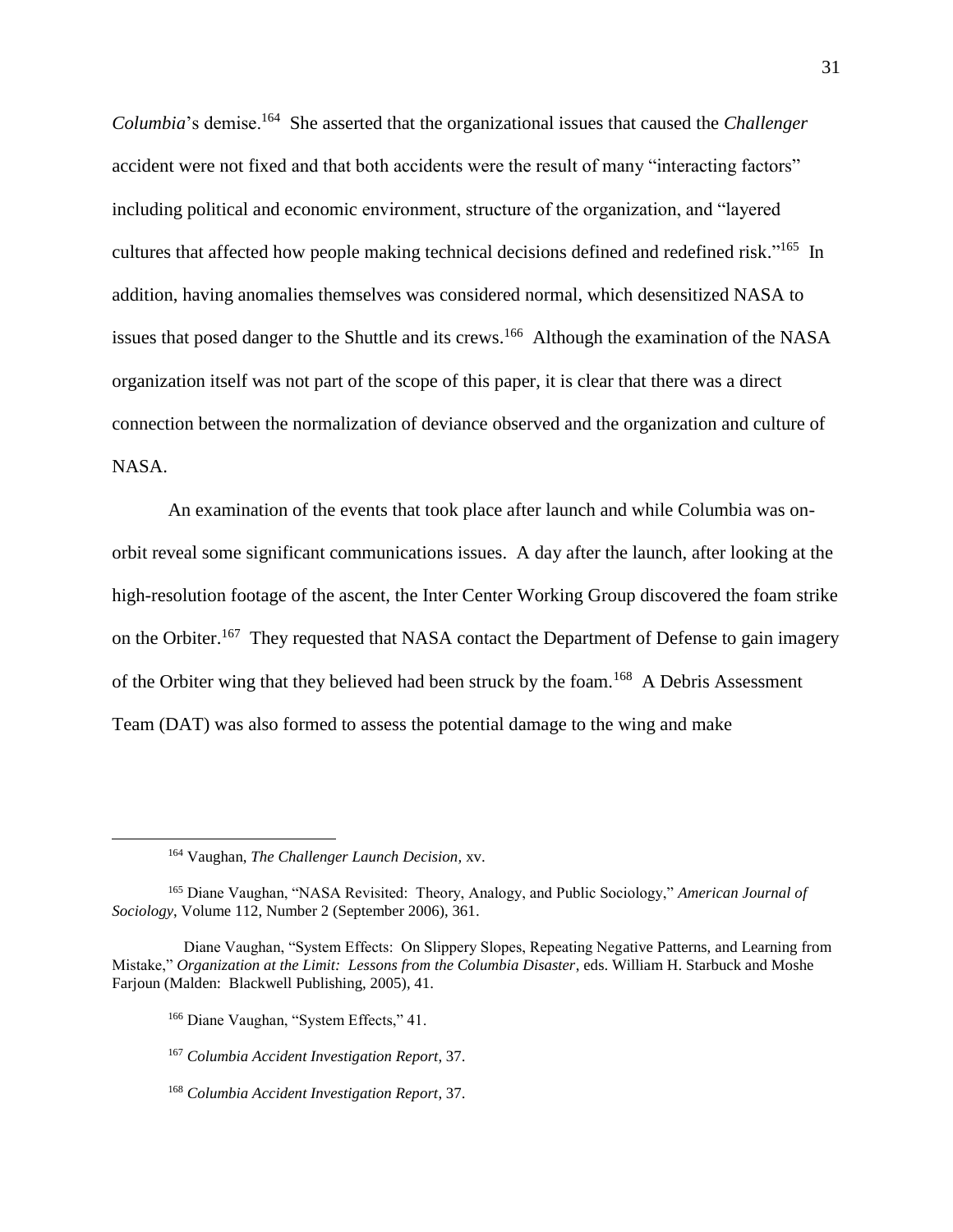*Columbia*'s demise.[164] She asserted that the organizational issues that caused the *Challenger* accident were not fixed and that both accidents were the result of many "interacting factors" including political and economic environment, structure of the organization, and "layered cultures that affected how people making technical decisions defined and redefined risk."[165] In addition, having anomalies themselves was considered normal, which desensitized NASA to issues that posed danger to the Shuttle and its crews.[166] Although the examination of the NASA organization itself was not part of the scope of this paper, it is clear that there was a direct connection between the normalization of deviance observed and the organization and culture of NASA.

An examination of the events that took place after launch and while Columbia was on-orbit reveal some significant communications issues. A day after the launch, after looking at the high-resolution footage of the ascent, the Inter Center Working Group discovered the foam strike on the Orbiter.[167] They requested that NASA contact the Department of Defense to gain imagery of the Orbiter wing that they believed had been struck by the foam.[168] A Debris Assessment Team (DAT) was also formed to assess the potential damage to the wing and make

---

[164] Vaughan, *The Challenger Launch Decision*, xv.

[165] Diane Vaughan, "NASA Revisited: Theory, Analogy, and Public Sociology," *American Journal of Sociology*, Volume 112, Number 2 (September 2006), 361.

Diane Vaughan, "System Effects: On Slippery Slopes, Repeating Negative Patterns, and Learning from Mistake," *Organization at the Limit: Lessons from the Columbia Disaster*, eds. William H. Starbuck and Moshe Farjoun (Malden: Blackwell Publishing, 2005), 41.

[166] Diane Vaughan, "System Effects," 41.

[167] *Columbia Accident Investigation Report*, 37.

[168] *Columbia Accident Investigation Report*, 37.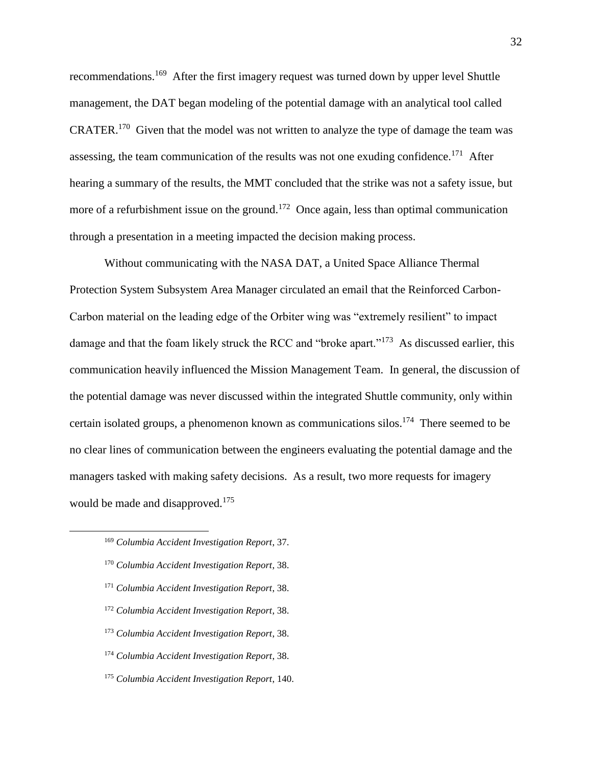recommendations.[169] After the first imagery request was turned down by upper level Shuttle management, the DAT began modeling of the potential damage with an analytical tool called CRATER.[170] Given that the model was not written to analyze the type of damage the team was assessing, the team communication of the results was not one exuding confidence.[171] After hearing a summary of the results, the MMT concluded that the strike was not a safety issue, but more of a refurbishment issue on the ground.[172] Once again, less than optimal communication through a presentation in a meeting impacted the decision making process.

Without communicating with the NASA DAT, a United Space Alliance Thermal Protection System Subsystem Area Manager circulated an email that the Reinforced Carbon-Carbon material on the leading edge of the Orbiter wing was "extremely resilient" to impact damage and that the foam likely struck the RCC and "broke apart."[173] As discussed earlier, this communication heavily influenced the Mission Management Team. In general, the discussion of the potential damage was never discussed within the integrated Shuttle community, only within certain isolated groups, a phenomenon known as communications silos.[174] There seemed to be no clear lines of communication between the engineers evaluating the potential damage and the managers tasked with making safety decisions. As a result, two more requests for imagery would be made and disapproved.[175]

---

[169] *Columbia Accident Investigation Report*, 37.

[170] *Columbia Accident Investigation Report*, 38.

[171] *Columbia Accident Investigation Report*, 38.

[172] *Columbia Accident Investigation Report*, 38.

[173] *Columbia Accident Investigation Report*, 38.

[174] *Columbia Accident Investigation Report*, 38.

[175] *Columbia Accident Investigation Report*, 140.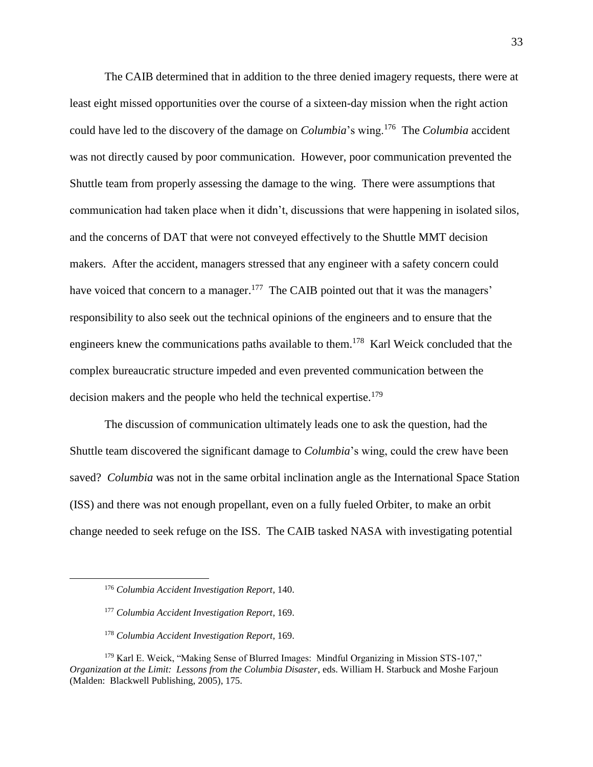The CAIB determined that in addition to the three denied imagery requests, there were at least eight missed opportunities over the course of a sixteen-day mission when the right action could have led to the discovery of the damage on *Columbia*'s wing.[176] The *Columbia* accident was not directly caused by poor communication. However, poor communication prevented the Shuttle team from properly assessing the damage to the wing. There were assumptions that communication had taken place when it didn't, discussions that were happening in isolated silos, and the concerns of DAT that were not conveyed effectively to the Shuttle MMT decision makers. After the accident, managers stressed that any engineer with a safety concern could have voiced that concern to a manager.[177] The CAIB pointed out that it was the managers' responsibility to also seek out the technical opinions of the engineers and to ensure that the engineers knew the communications paths available to them.[178] Karl Weick concluded that the complex bureaucratic structure impeded and even prevented communication between the decision makers and the people who held the technical expertise.[179]

The discussion of communication ultimately leads one to ask the question, had the Shuttle team discovered the significant damage to *Columbia*'s wing, could the crew have been saved? *Columbia* was not in the same orbital inclination angle as the International Space Station (ISS) and there was not enough propellant, even on a fully fueled Orbiter, to make an orbit change needed to seek refuge on the ISS. The CAIB tasked NASA with investigating potential

---

[176] *Columbia Accident Investigation Report*, 140.

[177] *Columbia Accident Investigation Report*, 169.

[178] *Columbia Accident Investigation Report*, 169.

[179] Karl E. Weick, "Making Sense of Blurred Images: Mindful Organizing in Mission STS-107," *Organization at the Limit: Lessons from the Columbia Disaster*, eds. William H. Starbuck and Moshe Farjoun (Malden: Blackwell Publishing, 2005), 175.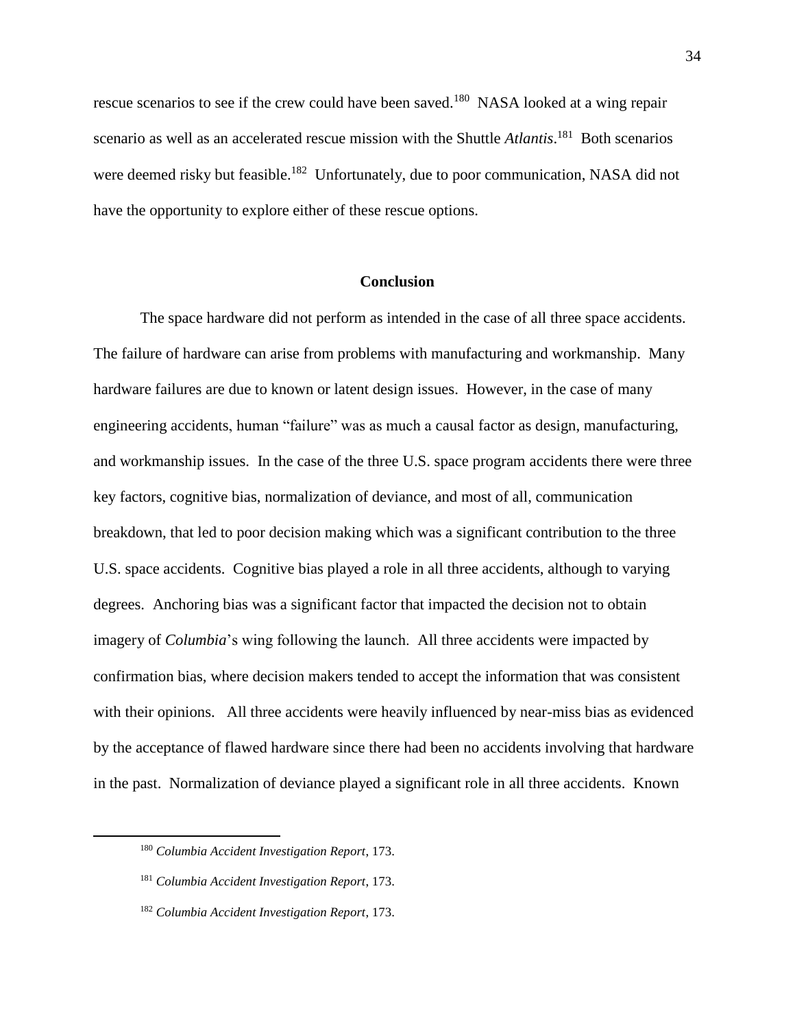rescue scenarios to see if the crew could have been saved.[180] NASA looked at a wing repair scenario as well as an accelerated rescue mission with the Shuttle *Atlantis*.[181] Both scenarios were deemed risky but feasible.[182] Unfortunately, due to poor communication, NASA did not have the opportunity to explore either of these rescue options.

## Conclusion

The space hardware did not perform as intended in the case of all three space accidents. The failure of hardware can arise from problems with manufacturing and workmanship. Many hardware failures are due to known or latent design issues. However, in the case of many engineering accidents, human "failure" was as much a causal factor as design, manufacturing, and workmanship issues. In the case of the three U.S. space program accidents there were three key factors, cognitive bias, normalization of deviance, and most of all, communication breakdown, that led to poor decision making which was a significant contribution to the three U.S. space accidents. Cognitive bias played a role in all three accidents, although to varying degrees. Anchoring bias was a significant factor that impacted the decision not to obtain imagery of *Columbia*'s wing following the launch. All three accidents were impacted by confirmation bias, where decision makers tended to accept the information that was consistent with their opinions. All three accidents were heavily influenced by near-miss bias as evidenced by the acceptance of flawed hardware since there had been no accidents involving that hardware in the past. Normalization of deviance played a significant role in all three accidents. Known

[180] *Columbia Accident Investigation Report*, 173.

[181] *Columbia Accident Investigation Report*, 173.

[182] *Columbia Accident Investigation Report*, 173.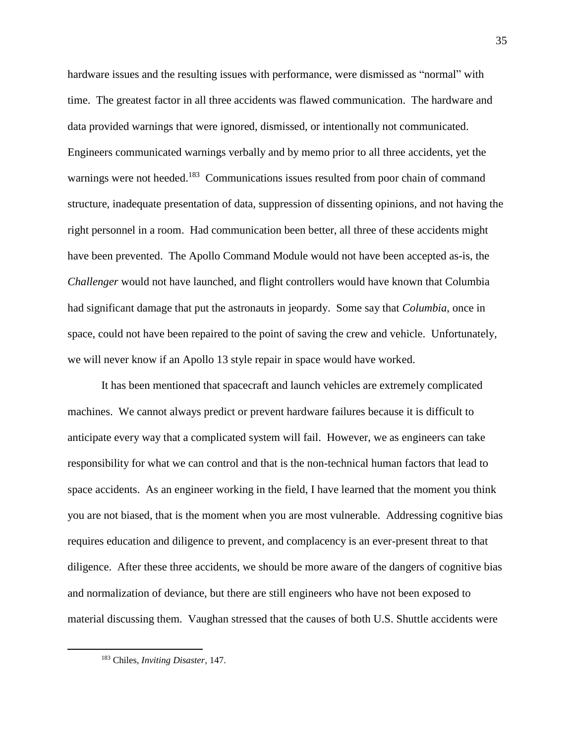hardware issues and the resulting issues with performance, were dismissed as "normal" with time. The greatest factor in all three accidents was flawed communication. The hardware and data provided warnings that were ignored, dismissed, or intentionally not communicated. Engineers communicated warnings verbally and by memo prior to all three accidents, yet the warnings were not heeded.[183] Communications issues resulted from poor chain of command structure, inadequate presentation of data, suppression of dissenting opinions, and not having the right personnel in a room. Had communication been better, all three of these accidents might have been prevented. The Apollo Command Module would not have been accepted as-is, the *Challenger* would not have launched, and flight controllers would have known that Columbia had significant damage that put the astronauts in jeopardy. Some say that *Columbia*, once in space, could not have been repaired to the point of saving the crew and vehicle. Unfortunately, we will never know if an Apollo 13 style repair in space would have worked.

It has been mentioned that spacecraft and launch vehicles are extremely complicated machines. We cannot always predict or prevent hardware failures because it is difficult to anticipate every way that a complicated system will fail. However, we as engineers can take responsibility for what we can control and that is the non-technical human factors that lead to space accidents. As an engineer working in the field, I have learned that the moment you think you are not biased, that is the moment when you are most vulnerable. Addressing cognitive bias requires education and diligence to prevent, and complacency is an ever-present threat to that diligence. After these three accidents, we should be more aware of the dangers of cognitive bias and normalization of deviance, but there are still engineers who have not been exposed to material discussing them. Vaughan stressed that the causes of both U.S. Shuttle accidents were

---

[183] Chiles, *Inviting Disaster*, 147.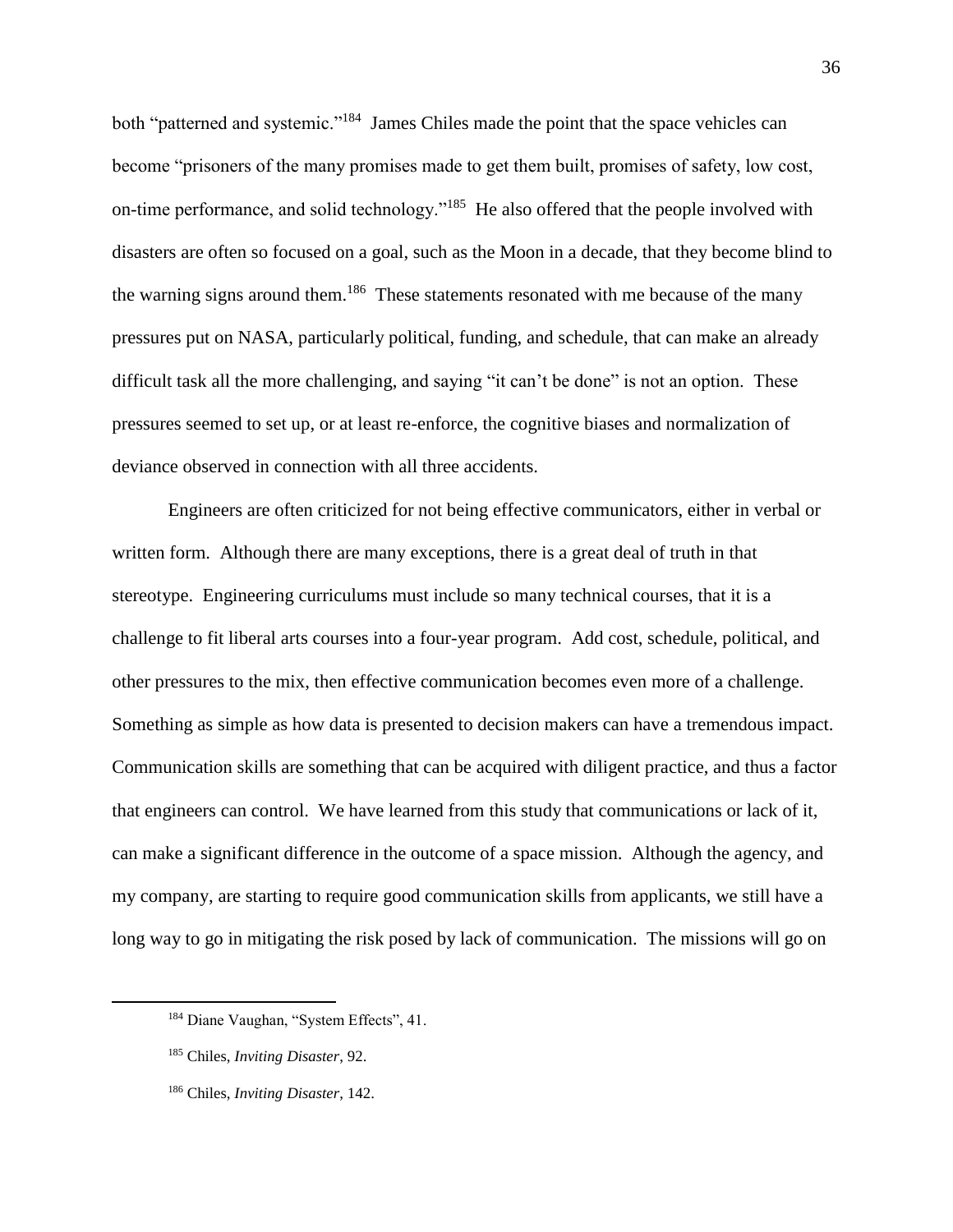both "patterned and systemic."[184] James Chiles made the point that the space vehicles can become "prisoners of the many promises made to get them built, promises of safety, low cost, on-time performance, and solid technology."[185] He also offered that the people involved with disasters are often so focused on a goal, such as the Moon in a decade, that they become blind to the warning signs around them.[186] These statements resonated with me because of the many pressures put on NASA, particularly political, funding, and schedule, that can make an already difficult task all the more challenging, and saying "it can't be done" is not an option. These pressures seemed to set up, or at least re-enforce, the cognitive biases and normalization of deviance observed in connection with all three accidents.

Engineers are often criticized for not being effective communicators, either in verbal or written form. Although there are many exceptions, there is a great deal of truth in that stereotype. Engineering curriculums must include so many technical courses, that it is a challenge to fit liberal arts courses into a four-year program. Add cost, schedule, political, and other pressures to the mix, then effective communication becomes even more of a challenge. Something as simple as how data is presented to decision makers can have a tremendous impact. Communication skills are something that can be acquired with diligent practice, and thus a factor that engineers can control. We have learned from this study that communications or lack of it, can make a significant difference in the outcome of a space mission. Although the agency, and my company, are starting to require good communication skills from applicants, we still have a long way to go in mitigating the risk posed by lack of communication. The missions will go on

---

[184] Diane Vaughan, "System Effects", 41.

[185] Chiles, *Inviting Disaster*, 92.

[186] Chiles, *Inviting Disaster*, 142.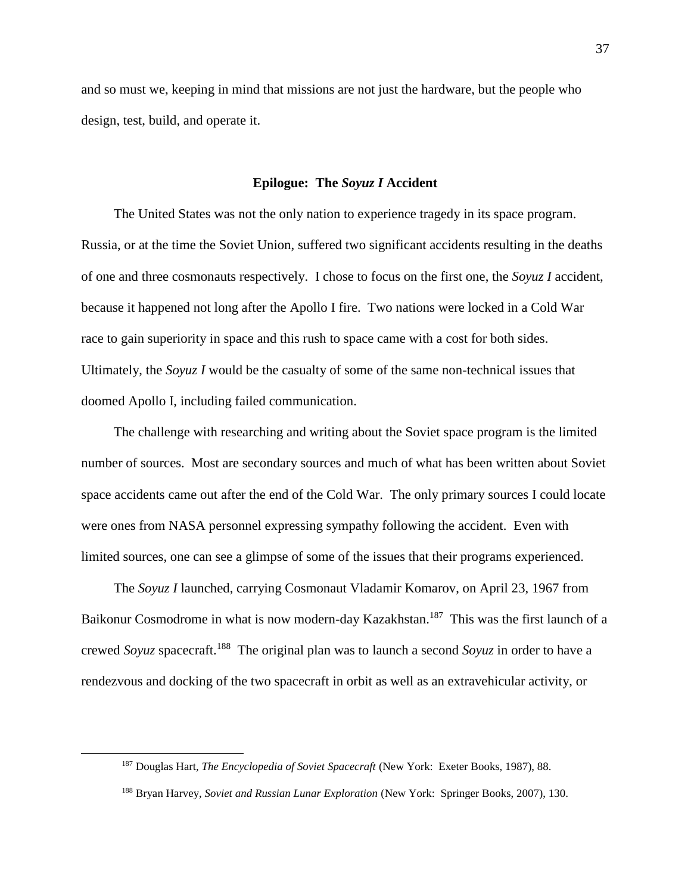and so must we, keeping in mind that missions are not just the hardware, but the people who design, test, build, and operate it.

## Epilogue: The *Soyuz I* Accident

The United States was not the only nation to experience tragedy in its space program. Russia, or at the time the Soviet Union, suffered two significant accidents resulting in the deaths of one and three cosmonauts respectively. I chose to focus on the first one, the *Soyuz I* accident, because it happened not long after the Apollo I fire. Two nations were locked in a Cold War race to gain superiority in space and this rush to space came with a cost for both sides. Ultimately, the *Soyuz I* would be the casualty of some of the same non-technical issues that doomed Apollo I, including failed communication.

The challenge with researching and writing about the Soviet space program is the limited number of sources. Most are secondary sources and much of what has been written about Soviet space accidents came out after the end of the Cold War. The only primary sources I could locate were ones from NASA personnel expressing sympathy following the accident. Even with limited sources, one can see a glimpse of some of the issues that their programs experienced.

The *Soyuz I* launched, carrying Cosmonaut Vladamir Komarov, on April 23, 1967 from Baikonur Cosmodrome in what is now modern-day Kazakhstan.[187] This was the first launch of a crewed *Soyuz* spacecraft.[188] The original plan was to launch a second *Soyuz* in order to have a rendezvous and docking of the two spacecraft in orbit as well as an extravehicular activity, or

---

[187] Douglas Hart, *The Encyclopedia of Soviet Spacecraft* (New York: Exeter Books, 1987), 88.

[188] Bryan Harvey, *Soviet and Russian Lunar Exploration* (New York: Springer Books, 2007), 130.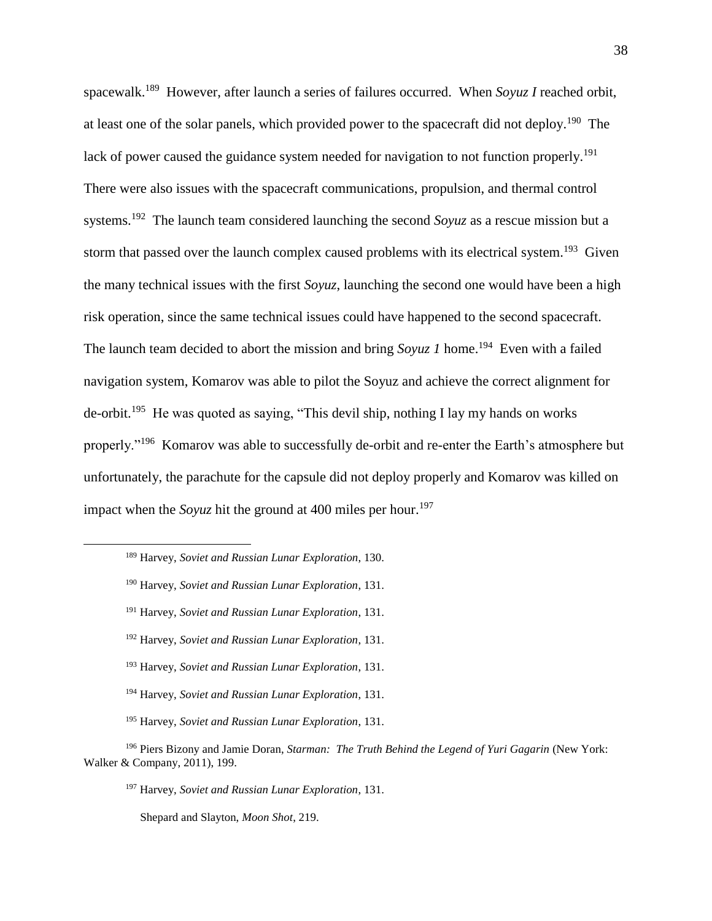spacewalk.[189] However, after launch a series of failures occurred. When *Soyuz I* reached orbit, at least one of the solar panels, which provided power to the spacecraft did not deploy.[190] The lack of power caused the guidance system needed for navigation to not function properly.[191] There were also issues with the spacecraft communications, propulsion, and thermal control systems.[192] The launch team considered launching the second *Soyuz* as a rescue mission but a storm that passed over the launch complex caused problems with its electrical system.[193] Given the many technical issues with the first *Soyuz*, launching the second one would have been a high risk operation, since the same technical issues could have happened to the second spacecraft. The launch team decided to abort the mission and bring *Soyuz 1* home.[194] Even with a failed navigation system, Komarov was able to pilot the Soyuz and achieve the correct alignment for de-orbit.[195] He was quoted as saying, "This devil ship, nothing I lay my hands on works properly."[196] Komarov was able to successfully de-orbit and re-enter the Earth's atmosphere but unfortunately, the parachute for the capsule did not deploy properly and Komarov was killed on impact when the *Soyuz* hit the ground at 400 miles per hour.[197]

---

[189] Harvey, *Soviet and Russian Lunar Exploration*, 130.

[190] Harvey, *Soviet and Russian Lunar Exploration*, 131.

[191] Harvey, *Soviet and Russian Lunar Exploration*, 131.

[192] Harvey, *Soviet and Russian Lunar Exploration*, 131.

[193] Harvey, *Soviet and Russian Lunar Exploration*, 131.

[194] Harvey, *Soviet and Russian Lunar Exploration*, 131.

[195] Harvey, *Soviet and Russian Lunar Exploration*, 131.

[196] Piers Bizony and Jamie Doran, *Starman: The Truth Behind the Legend of Yuri Gagarin* (New York: Walker & Company, 2011), 199.

[197] Harvey, *Soviet and Russian Lunar Exploration*, 131.

Shepard and Slayton, *Moon Shot*, 219.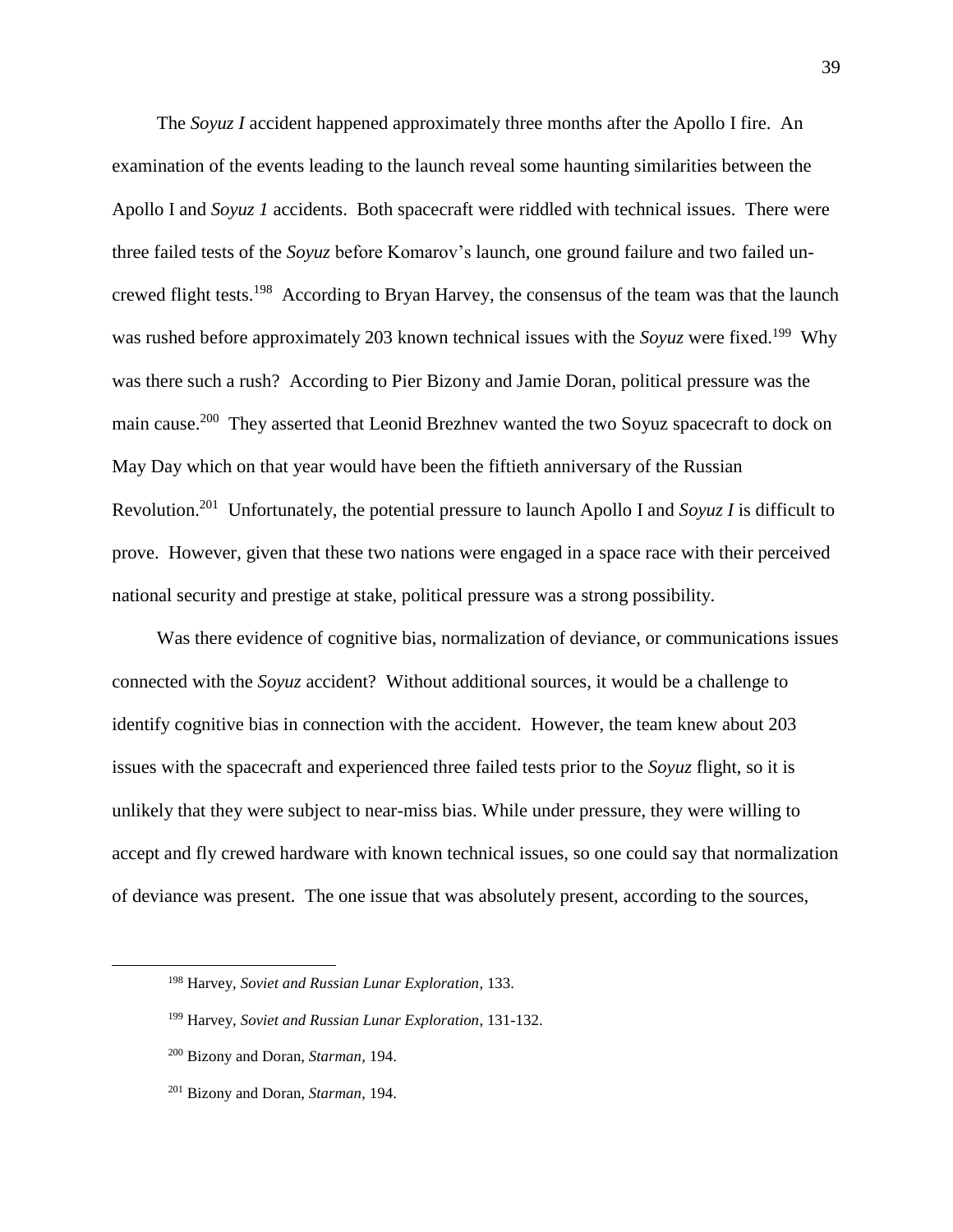The *Soyuz I* accident happened approximately three months after the Apollo I fire. An examination of the events leading to the launch reveal some haunting similarities between the Apollo I and *Soyuz 1* accidents. Both spacecraft were riddled with technical issues. There were three failed tests of the *Soyuz* before Komarov's launch, one ground failure and two failed un-crewed flight tests.[198] According to Bryan Harvey, the consensus of the team was that the launch was rushed before approximately 203 known technical issues with the *Soyuz* were fixed.[199] Why was there such a rush? According to Pier Bizony and Jamie Doran, political pressure was the main cause.[200] They asserted that Leonid Brezhnev wanted the two Soyuz spacecraft to dock on May Day which on that year would have been the fiftieth anniversary of the Russian Revolution.[201] Unfortunately, the potential pressure to launch Apollo I and *Soyuz I* is difficult to prove. However, given that these two nations were engaged in a space race with their perceived national security and prestige at stake, political pressure was a strong possibility.

Was there evidence of cognitive bias, normalization of deviance, or communications issues connected with the *Soyuz* accident? Without additional sources, it would be a challenge to identify cognitive bias in connection with the accident. However, the team knew about 203 issues with the spacecraft and experienced three failed tests prior to the *Soyuz* flight, so it is unlikely that they were subject to near-miss bias. While under pressure, they were willing to accept and fly crewed hardware with known technical issues, so one could say that normalization of deviance was present. The one issue that was absolutely present, according to the sources,

---

[198] Harvey, *Soviet and Russian Lunar Exploration*, 133.

[199] Harvey, *Soviet and Russian Lunar Exploration*, 131-132.

[200] Bizony and Doran, *Starman*, 194.

[201] Bizony and Doran, *Starman*, 194.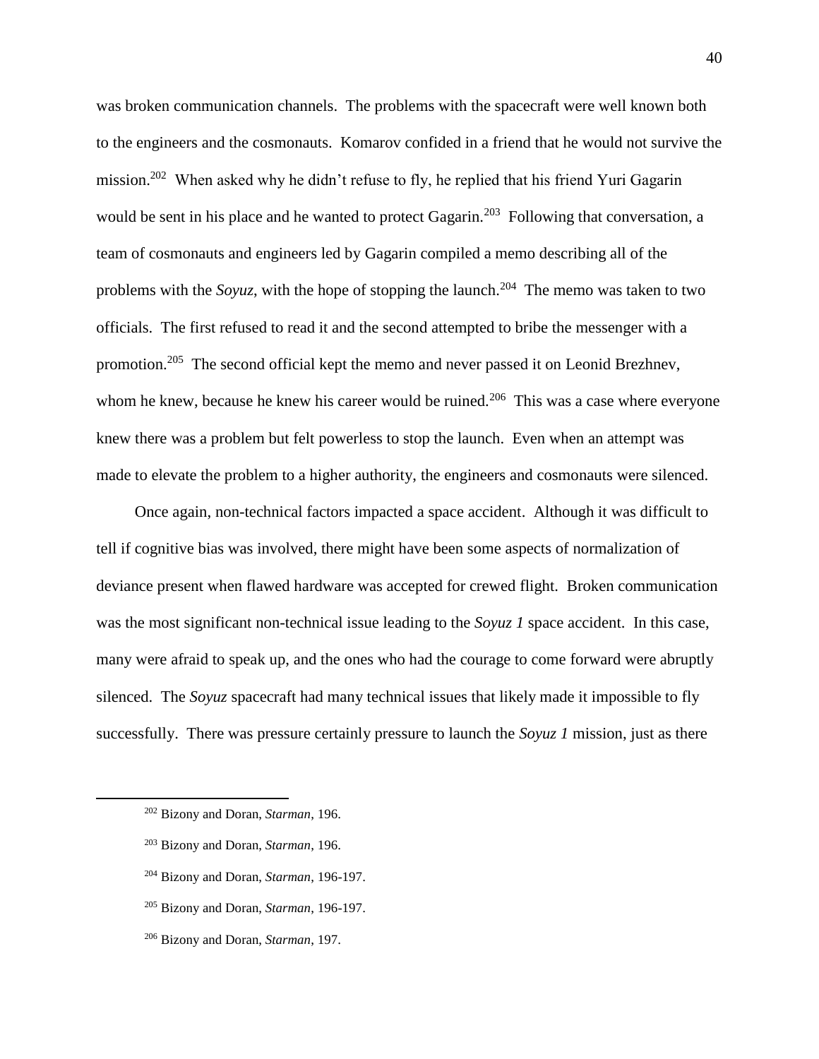was broken communication channels. The problems with the spacecraft were well known both to the engineers and the cosmonauts. Komarov confided in a friend that he would not survive the mission.[202] When asked why he didn't refuse to fly, he replied that his friend Yuri Gagarin would be sent in his place and he wanted to protect Gagarin.[203] Following that conversation, a team of cosmonauts and engineers led by Gagarin compiled a memo describing all of the problems with the *Soyuz*, with the hope of stopping the launch.[204] The memo was taken to two officials. The first refused to read it and the second attempted to bribe the messenger with a promotion.[205] The second official kept the memo and never passed it on Leonid Brezhnev, whom he knew, because he knew his career would be ruined.[206] This was a case where everyone knew there was a problem but felt powerless to stop the launch. Even when an attempt was made to elevate the problem to a higher authority, the engineers and cosmonauts were silenced.

Once again, non-technical factors impacted a space accident. Although it was difficult to tell if cognitive bias was involved, there might have been some aspects of normalization of deviance present when flawed hardware was accepted for crewed flight. Broken communication was the most significant non-technical issue leading to the *Soyuz 1* space accident. In this case, many were afraid to speak up, and the ones who had the courage to come forward were abruptly silenced. The *Soyuz* spacecraft had many technical issues that likely made it impossible to fly successfully. There was pressure certainly pressure to launch the *Soyuz 1* mission, just as there

---

[202] Bizony and Doran, *Starman*, 196.

[203] Bizony and Doran, *Starman*, 196.

[204] Bizony and Doran, *Starman*, 196-197.

[205] Bizony and Doran, *Starman*, 196-197.

[206] Bizony and Doran, *Starman*, 197.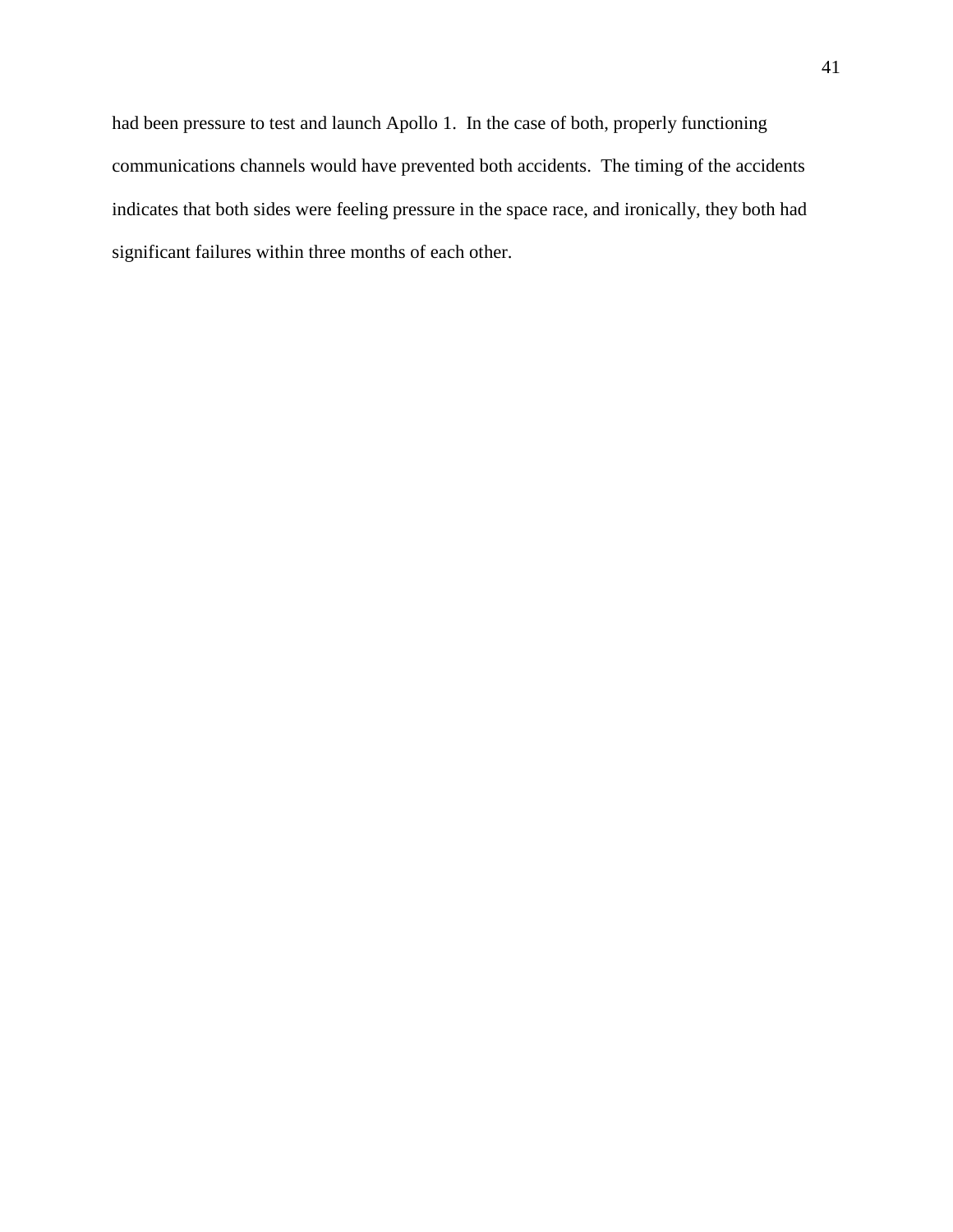had been pressure to test and launch Apollo 1. In the case of both, properly functioning communications channels would have prevented both accidents. The timing of the accidents indicates that both sides were feeling pressure in the space race, and ironically, they both had significant failures within three months of each other.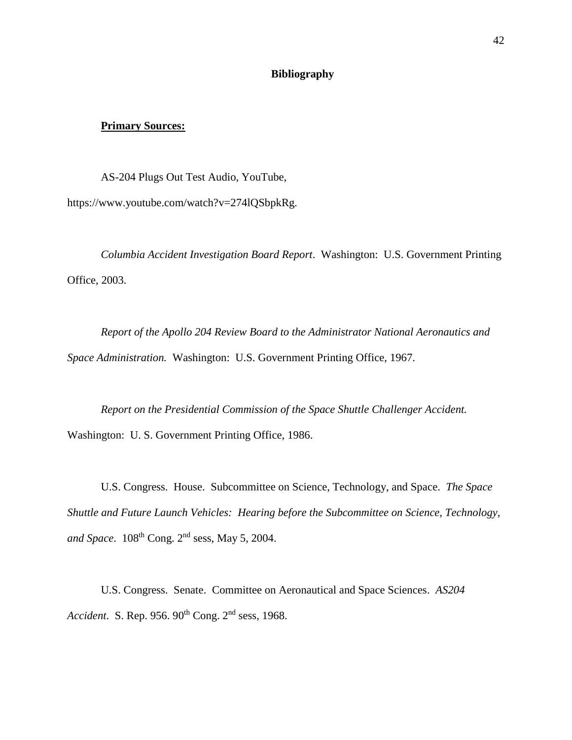**Bibliography**

**Primary Sources:**

AS-204 Plugs Out Test Audio, YouTube, https://www.youtube.com/watch?v=274lQSbpkRg.

*Columbia Accident Investigation Board Report*. Washington: U.S. Government Printing Office, 2003.

*Report of the Apollo 204 Review Board to the Administrator National Aeronautics and Space Administration.* Washington: U.S. Government Printing Office, 1967.

*Report on the Presidential Commission of the Space Shuttle Challenger Accident.* Washington: U. S. Government Printing Office, 1986.

U.S. Congress. House. Subcommittee on Science, Technology, and Space. *The Space Shuttle and Future Launch Vehicles: Hearing before the Subcommittee on Science, Technology, and Space*. 108th Cong. 2nd sess, May 5, 2004.

U.S. Congress. Senate. Committee on Aeronautical and Space Sciences. *AS204 Accident*. S. Rep. 956. 90th Cong. 2nd sess, 1968.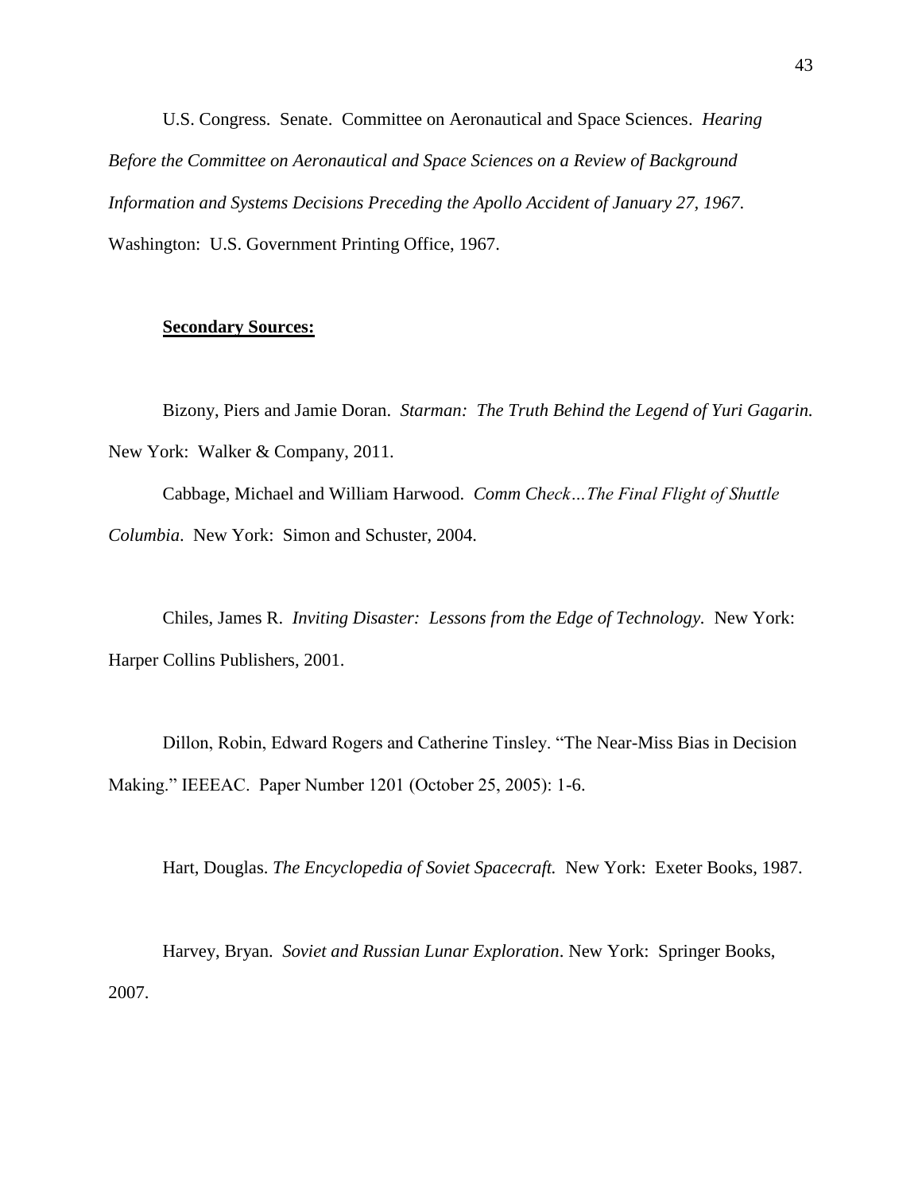U.S. Congress. Senate. Committee on Aeronautical and Space Sciences. *Hearing Before the Committee on Aeronautical and Space Sciences on a Review of Background Information and Systems Decisions Preceding the Apollo Accident of January 27, 1967*. Washington: U.S. Government Printing Office, 1967.

**Secondary Sources:**

Bizony, Piers and Jamie Doran. *Starman: The Truth Behind the Legend of Yuri Gagarin.* New York: Walker & Company, 2011.

Cabbage, Michael and William Harwood. *Comm Check…The Final Flight of Shuttle Columbia*. New York: Simon and Schuster, 2004.

Chiles, James R. *Inviting Disaster: Lessons from the Edge of Technology.* New York: Harper Collins Publishers, 2001.

Dillon, Robin, Edward Rogers and Catherine Tinsley. "The Near-Miss Bias in Decision Making." IEEEAC. Paper Number 1201 (October 25, 2005): 1-6.

Hart, Douglas. *The Encyclopedia of Soviet Spacecraft.* New York: Exeter Books, 1987.

Harvey, Bryan. *Soviet and Russian Lunar Exploration*. New York: Springer Books, 2007.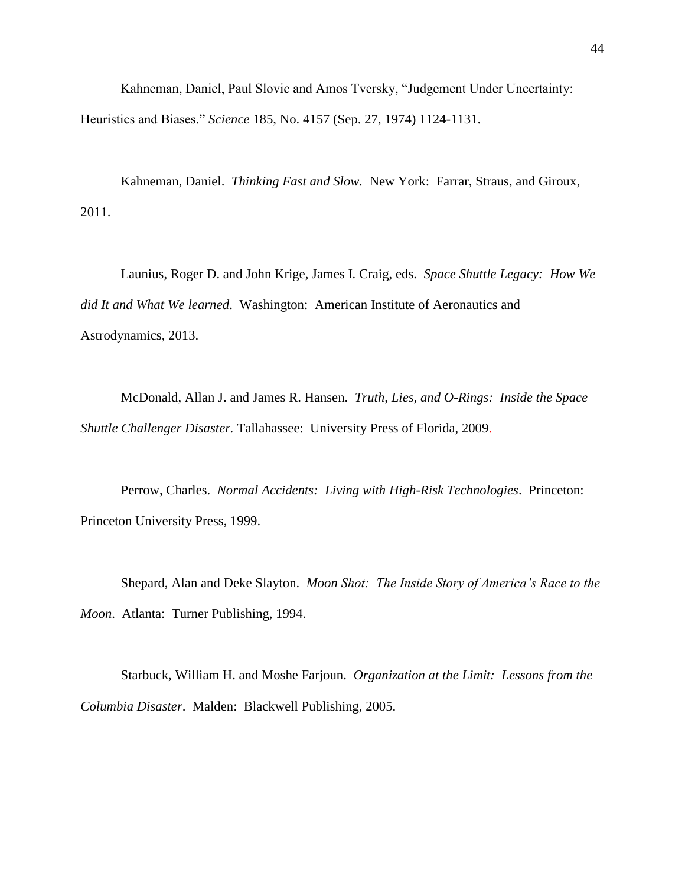Kahneman, Daniel, Paul Slovic and Amos Tversky, "Judgement Under Uncertainty: Heuristics and Biases." *Science* 185, No. 4157 (Sep. 27, 1974) 1124-1131.

Kahneman, Daniel. *Thinking Fast and Slow.* New York: Farrar, Straus, and Giroux, 2011.

Launius, Roger D. and John Krige, James I. Craig, eds. *Space Shuttle Legacy: How We did It and What We learned*. Washington: American Institute of Aeronautics and Astrodynamics, 2013.

McDonald, Allan J. and James R. Hansen. *Truth, Lies, and O-Rings: Inside the Space Shuttle Challenger Disaster.* Tallahassee: University Press of Florida, 2009.

Perrow, Charles. *Normal Accidents: Living with High-Risk Technologies*. Princeton: Princeton University Press, 1999.

Shepard, Alan and Deke Slayton. *Moon Shot: The Inside Story of America's Race to the Moon*. Atlanta: Turner Publishing, 1994.

Starbuck, William H. and Moshe Farjoun. *Organization at the Limit: Lessons from the Columbia Disaster*. Malden: Blackwell Publishing, 2005.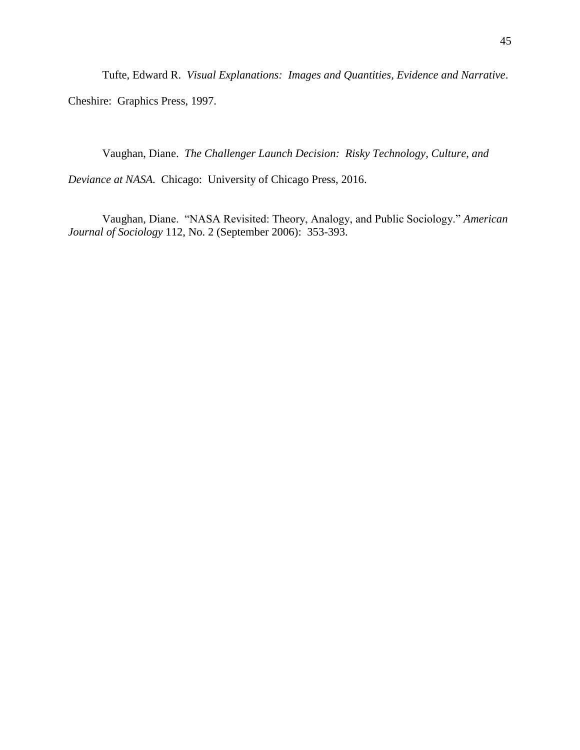Tufte, Edward R. *Visual Explanations: Images and Quantities, Evidence and Narrative*. Cheshire: Graphics Press, 1997.

Vaughan, Diane. *The Challenger Launch Decision: Risky Technology, Culture, and Deviance at NASA.* Chicago: University of Chicago Press, 2016.

Vaughan, Diane. "NASA Revisited: Theory, Analogy, and Public Sociology." *American Journal of Sociology* 112, No. 2 (September 2006): 353-393.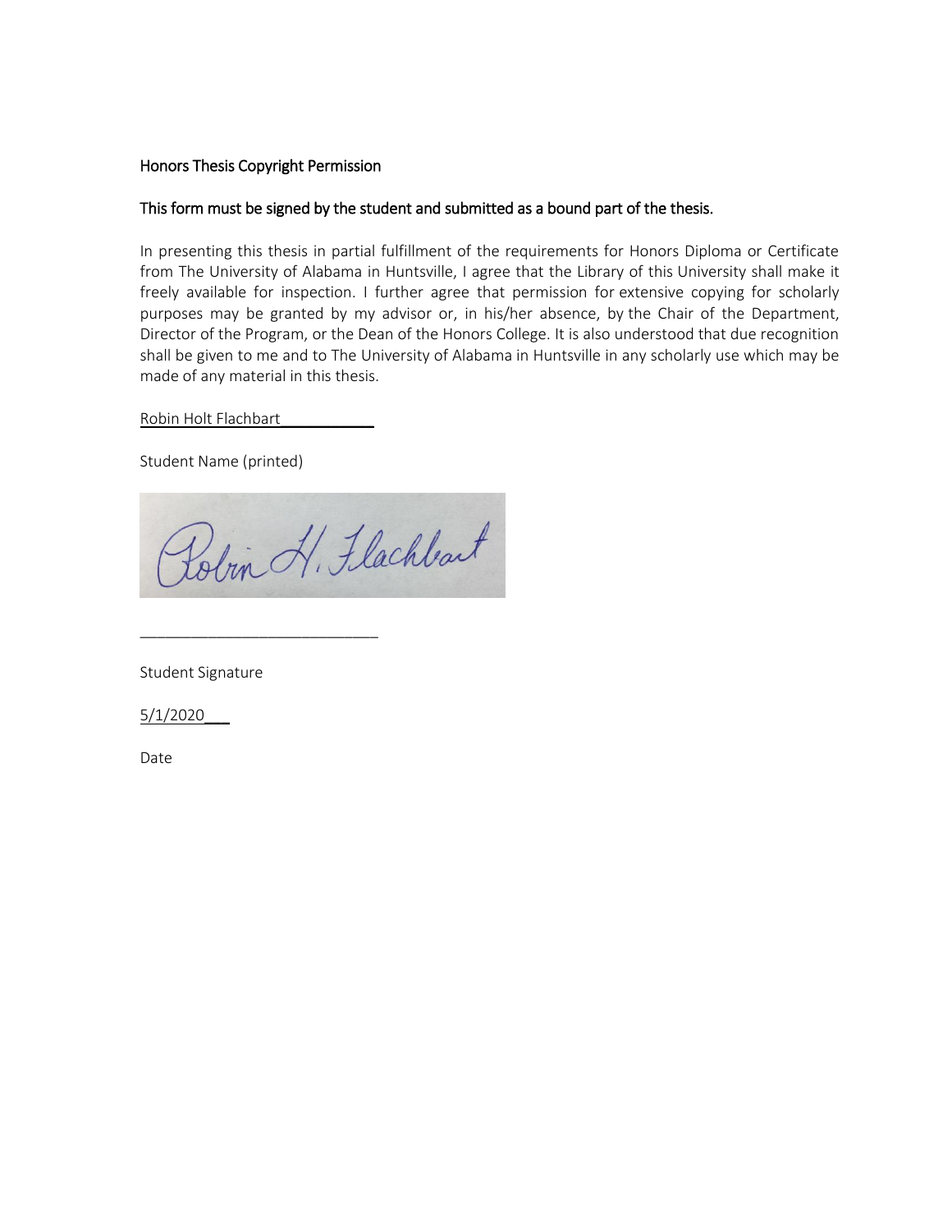Honors Thesis Copyright Permission

This form must be signed by the student and submitted as a bound part of the thesis.

In presenting this thesis in partial fulfillment of the requirements for Honors Diploma or Certificate from The University of Alabama in Huntsville, I agree that the Library of this University shall make it freely available for inspection. I further agree that permission for extensive copying for scholarly purposes may be granted by my advisor or, in his/her absence, by the Chair of the Department, Director of the Program, or the Dean of the Honors College. It is also understood that due recognition shall be given to me and to The University of Alabama in Huntsville in any scholarly use which may be made of any material in this thesis.

Robin Holt Flachbart___________

Student Name (printed)

Robin H. Flachbart

___________________________

Student Signature

5/1/2020___

Date